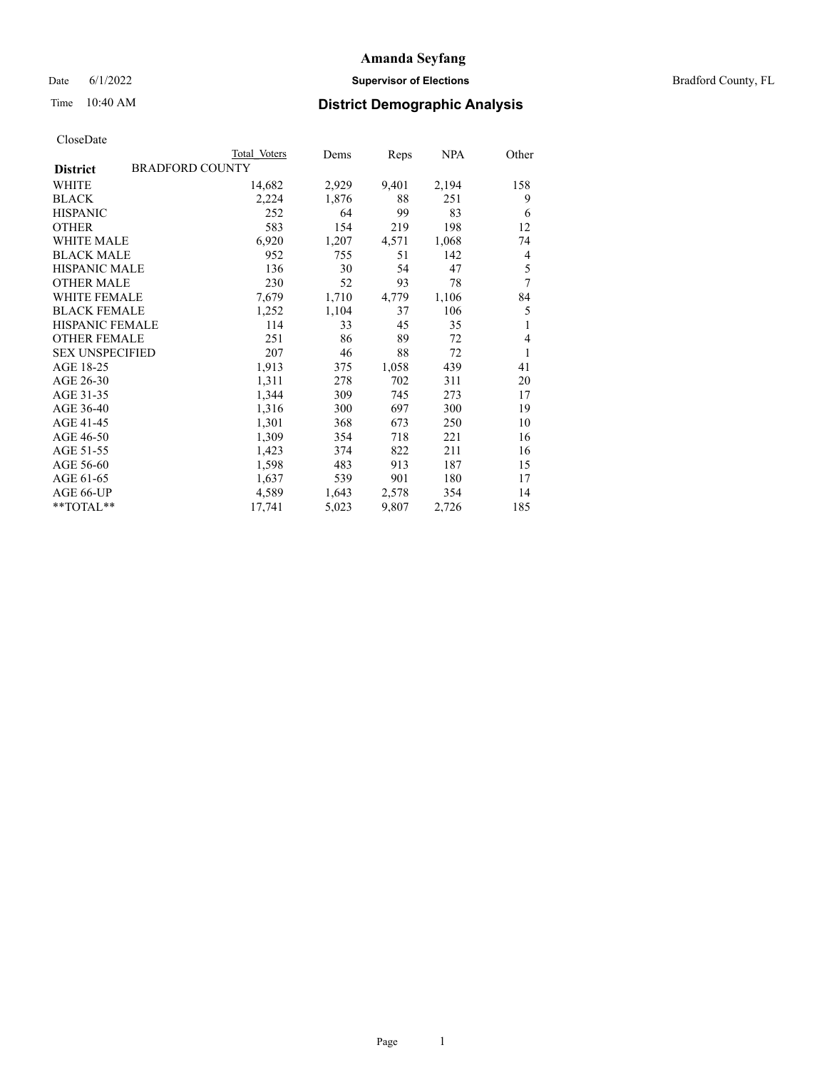# Amanda Seyfang

Date 6/1/2022 **Supervisor of Elections** Bradford County, FL

Time 10:40 AM **District Demographic Analysis**

CloseDate

| | Total Voters | Dems | Reps | NPA | Other |
|---|---|---|---|---|---|
| **District** BRADFORD COUNTY | | | | | |
| WHITE | 14,682 | 2,929 | 9,401 | 2,194 | 158 |
| BLACK | 2,224 | 1,876 | 88 | 251 | 9 |
| HISPANIC | 252 | 64 | 99 | 83 | 6 |
| OTHER | 583 | 154 | 219 | 198 | 12 |
| WHITE MALE | 6,920 | 1,207 | 4,571 | 1,068 | 74 |
| BLACK MALE | 952 | 755 | 51 | 142 | 4 |
| HISPANIC MALE | 136 | 30 | 54 | 47 | 5 |
| OTHER MALE | 230 | 52 | 93 | 78 | 7 |
| WHITE FEMALE | 7,679 | 1,710 | 4,779 | 1,106 | 84 |
| BLACK FEMALE | 1,252 | 1,104 | 37 | 106 | 5 |
| HISPANIC FEMALE | 114 | 33 | 45 | 35 | 1 |
| OTHER FEMALE | 251 | 86 | 89 | 72 | 4 |
| SEX UNSPECIFIED | 207 | 46 | 88 | 72 | 1 |
| AGE 18-25 | 1,913 | 375 | 1,058 | 439 | 41 |
| AGE 26-30 | 1,311 | 278 | 702 | 311 | 20 |
| AGE 31-35 | 1,344 | 309 | 745 | 273 | 17 |
| AGE 36-40 | 1,316 | 300 | 697 | 300 | 19 |
| AGE 41-45 | 1,301 | 368 | 673 | 250 | 10 |
| AGE 46-50 | 1,309 | 354 | 718 | 221 | 16 |
| AGE 51-55 | 1,423 | 374 | 822 | 211 | 16 |
| AGE 56-60 | 1,598 | 483 | 913 | 187 | 15 |
| AGE 61-65 | 1,637 | 539 | 901 | 180 | 17 |
| AGE 66-UP | 4,589 | 1,643 | 2,578 | 354 | 14 |
| **TOTAL** | 17,741 | 5,023 | 9,807 | 2,726 | 185 |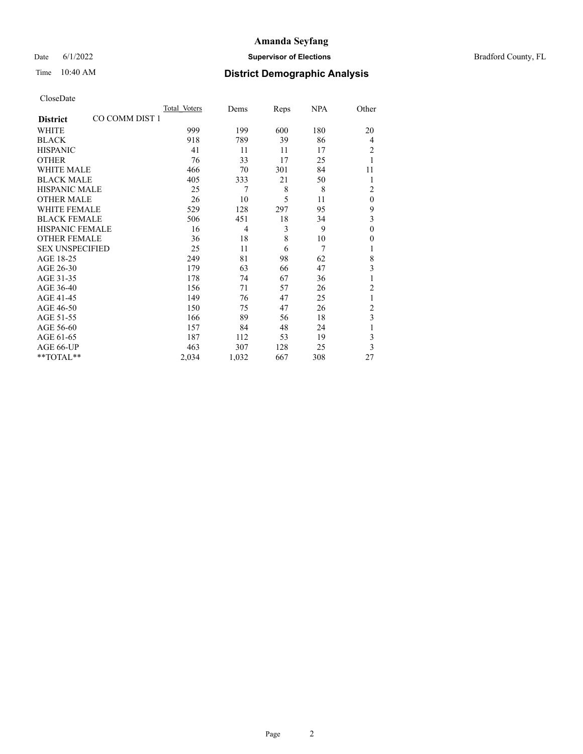# Amanda Seyfang

Date 6/1/2022 **Supervisor of Elections** Bradford County, FL

Time 10:40 AM **District Demographic Analysis**

CloseDate

| **District** CO COMM DIST 1 | Total Voters | Dems | Reps | NPA | Other |
|---|---|---|---|---|---|
| WHITE | 999 | 199 | 600 | 180 | 20 |
| BLACK | 918 | 789 | 39 | 86 | 4 |
| HISPANIC | 41 | 11 | 11 | 17 | 2 |
| OTHER | 76 | 33 | 17 | 25 | 1 |
| WHITE MALE | 466 | 70 | 301 | 84 | 11 |
| BLACK MALE | 405 | 333 | 21 | 50 | 1 |
| HISPANIC MALE | 25 | 7 | 8 | 8 | 2 |
| OTHER MALE | 26 | 10 | 5 | 11 | 0 |
| WHITE FEMALE | 529 | 128 | 297 | 95 | 9 |
| BLACK FEMALE | 506 | 451 | 18 | 34 | 3 |
| HISPANIC FEMALE | 16 | 4 | 3 | 9 | 0 |
| OTHER FEMALE | 36 | 18 | 8 | 10 | 0 |
| SEX UNSPECIFIED | 25 | 11 | 6 | 7 | 1 |
| AGE 18-25 | 249 | 81 | 98 | 62 | 8 |
| AGE 26-30 | 179 | 63 | 66 | 47 | 3 |
| AGE 31-35 | 178 | 74 | 67 | 36 | 1 |
| AGE 36-40 | 156 | 71 | 57 | 26 | 2 |
| AGE 41-45 | 149 | 76 | 47 | 25 | 1 |
| AGE 46-50 | 150 | 75 | 47 | 26 | 2 |
| AGE 51-55 | 166 | 89 | 56 | 18 | 3 |
| AGE 56-60 | 157 | 84 | 48 | 24 | 1 |
| AGE 61-65 | 187 | 112 | 53 | 19 | 3 |
| AGE 66-UP | 463 | 307 | 128 | 25 | 3 |
| **TOTAL** | 2,034 | 1,032 | 667 | 308 | 27 |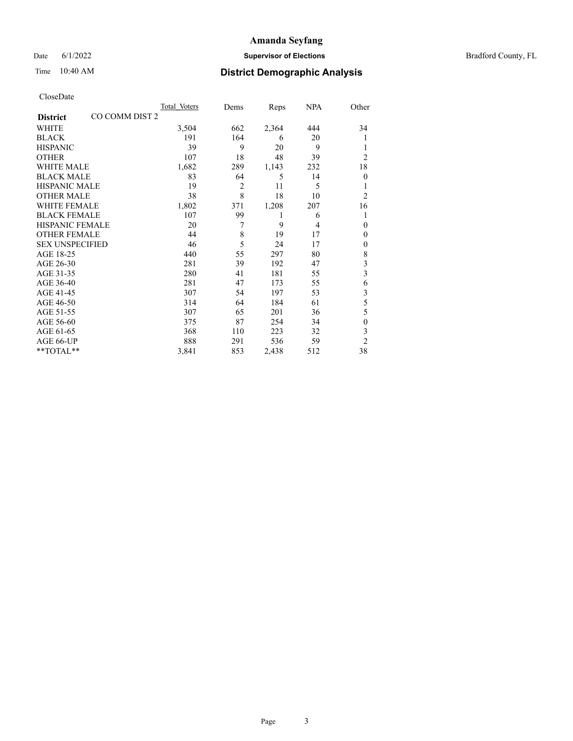# Amanda Seyfang

Date 6/1/2022 **Supervisor of Elections** Bradford County, FL

Time 10:40 AM **District Demographic Analysis**

CloseDate

| **District** CO COMM DIST 2 | Total Voters | Dems | Reps | NPA | Other |
|---|---|---|---|---|---|
| WHITE | 3,504 | 662 | 2,364 | 444 | 34 |
| BLACK | 191 | 164 | 6 | 20 | 1 |
| HISPANIC | 39 | 9 | 20 | 9 | 1 |
| OTHER | 107 | 18 | 48 | 39 | 2 |
| WHITE MALE | 1,682 | 289 | 1,143 | 232 | 18 |
| BLACK MALE | 83 | 64 | 5 | 14 | 0 |
| HISPANIC MALE | 19 | 2 | 11 | 5 | 1 |
| OTHER MALE | 38 | 8 | 18 | 10 | 2 |
| WHITE FEMALE | 1,802 | 371 | 1,208 | 207 | 16 |
| BLACK FEMALE | 107 | 99 | 1 | 6 | 1 |
| HISPANIC FEMALE | 20 | 7 | 9 | 4 | 0 |
| OTHER FEMALE | 44 | 8 | 19 | 17 | 0 |
| SEX UNSPECIFIED | 46 | 5 | 24 | 17 | 0 |
| AGE 18-25 | 440 | 55 | 297 | 80 | 8 |
| AGE 26-30 | 281 | 39 | 192 | 47 | 3 |
| AGE 31-35 | 280 | 41 | 181 | 55 | 3 |
| AGE 36-40 | 281 | 47 | 173 | 55 | 6 |
| AGE 41-45 | 307 | 54 | 197 | 53 | 3 |
| AGE 46-50 | 314 | 64 | 184 | 61 | 5 |
| AGE 51-55 | 307 | 65 | 201 | 36 | 5 |
| AGE 56-60 | 375 | 87 | 254 | 34 | 0 |
| AGE 61-65 | 368 | 110 | 223 | 32 | 3 |
| AGE 66-UP | 888 | 291 | 536 | 59 | 2 |
| **TOTAL** | 3,841 | 853 | 2,438 | 512 | 38 |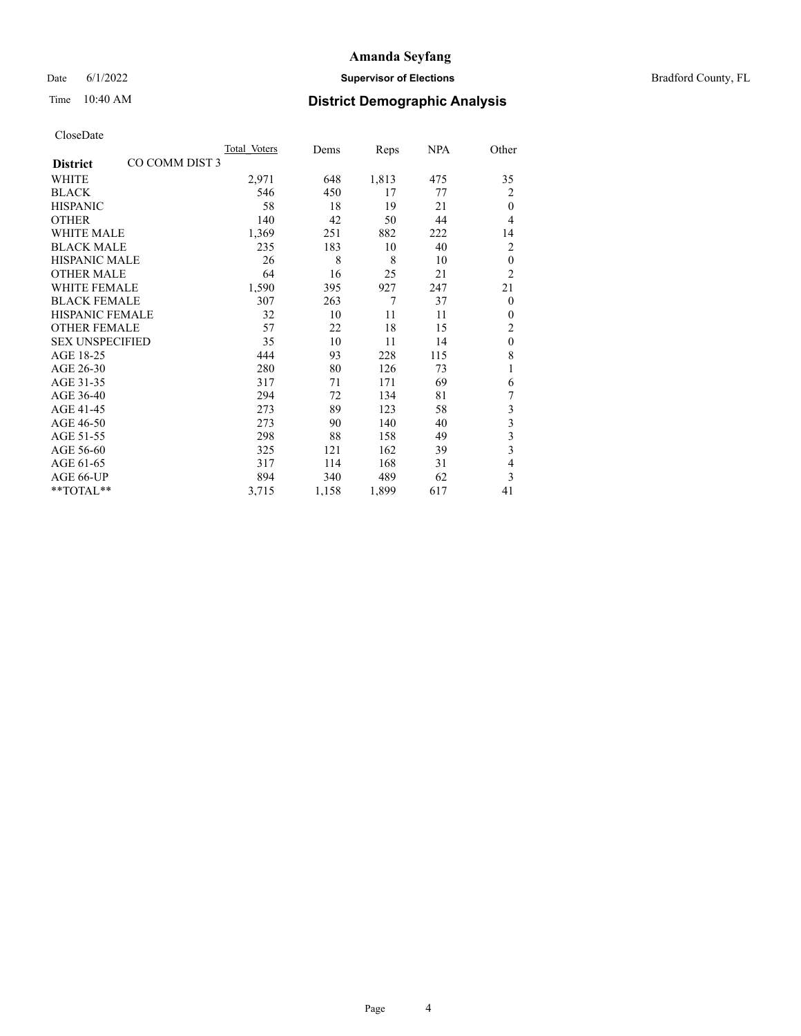# Amanda Seyfang

Date 6/1/2022 **Supervisor of Elections** Bradford County, FL

Time 10:40 AM **District Demographic Analysis**

CloseDate

| **District** CO COMM DIST 3 | Total Voters | Dems | Reps | NPA | Other |
|---|---|---|---|---|---|
| WHITE | 2,971 | 648 | 1,813 | 475 | 35 |
| BLACK | 546 | 450 | 17 | 77 | 2 |
| HISPANIC | 58 | 18 | 19 | 21 | 0 |
| OTHER | 140 | 42 | 50 | 44 | 4 |
| WHITE MALE | 1,369 | 251 | 882 | 222 | 14 |
| BLACK MALE | 235 | 183 | 10 | 40 | 2 |
| HISPANIC MALE | 26 | 8 | 8 | 10 | 0 |
| OTHER MALE | 64 | 16 | 25 | 21 | 2 |
| WHITE FEMALE | 1,590 | 395 | 927 | 247 | 21 |
| BLACK FEMALE | 307 | 263 | 7 | 37 | 0 |
| HISPANIC FEMALE | 32 | 10 | 11 | 11 | 0 |
| OTHER FEMALE | 57 | 22 | 18 | 15 | 2 |
| SEX UNSPECIFIED | 35 | 10 | 11 | 14 | 0 |
| AGE 18-25 | 444 | 93 | 228 | 115 | 8 |
| AGE 26-30 | 280 | 80 | 126 | 73 | 1 |
| AGE 31-35 | 317 | 71 | 171 | 69 | 6 |
| AGE 36-40 | 294 | 72 | 134 | 81 | 7 |
| AGE 41-45 | 273 | 89 | 123 | 58 | 3 |
| AGE 46-50 | 273 | 90 | 140 | 40 | 3 |
| AGE 51-55 | 298 | 88 | 158 | 49 | 3 |
| AGE 56-60 | 325 | 121 | 162 | 39 | 3 |
| AGE 61-65 | 317 | 114 | 168 | 31 | 4 |
| AGE 66-UP | 894 | 340 | 489 | 62 | 3 |
| **TOTAL** | 3,715 | 1,158 | 1,899 | 617 | 41 |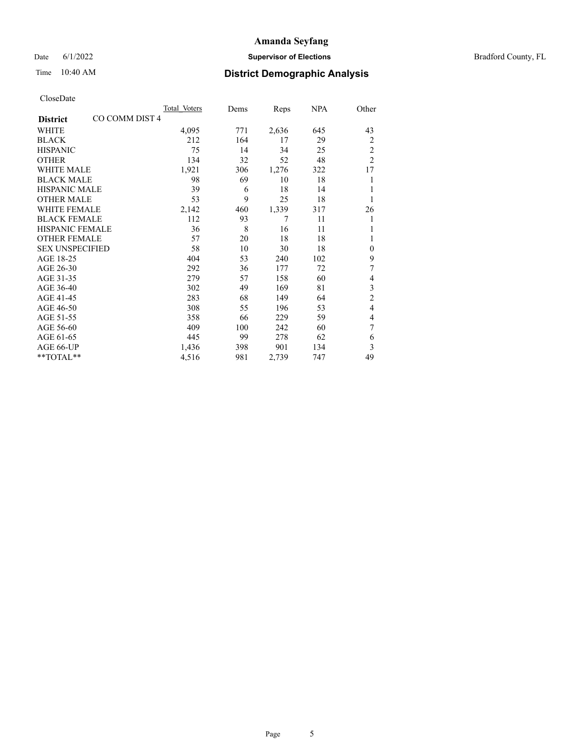# Amanda Seyfang

Date 6/1/2022 **Supervisor of Elections** Bradford County, FL

Time 10:40 AM **District Demographic Analysis**

CloseDate

| **District** CO COMM DIST 4 | Total Voters | Dems | Reps | NPA | Other |
|---|---|---|---|---|---|
| WHITE | 4,095 | 771 | 2,636 | 645 | 43 |
| BLACK | 212 | 164 | 17 | 29 | 2 |
| HISPANIC | 75 | 14 | 34 | 25 | 2 |
| OTHER | 134 | 32 | 52 | 48 | 2 |
| WHITE MALE | 1,921 | 306 | 1,276 | 322 | 17 |
| BLACK MALE | 98 | 69 | 10 | 18 | 1 |
| HISPANIC MALE | 39 | 6 | 18 | 14 | 1 |
| OTHER MALE | 53 | 9 | 25 | 18 | 1 |
| WHITE FEMALE | 2,142 | 460 | 1,339 | 317 | 26 |
| BLACK FEMALE | 112 | 93 | 7 | 11 | 1 |
| HISPANIC FEMALE | 36 | 8 | 16 | 11 | 1 |
| OTHER FEMALE | 57 | 20 | 18 | 18 | 1 |
| SEX UNSPECIFIED | 58 | 10 | 30 | 18 | 0 |
| AGE 18-25 | 404 | 53 | 240 | 102 | 9 |
| AGE 26-30 | 292 | 36 | 177 | 72 | 7 |
| AGE 31-35 | 279 | 57 | 158 | 60 | 4 |
| AGE 36-40 | 302 | 49 | 169 | 81 | 3 |
| AGE 41-45 | 283 | 68 | 149 | 64 | 2 |
| AGE 46-50 | 308 | 55 | 196 | 53 | 4 |
| AGE 51-55 | 358 | 66 | 229 | 59 | 4 |
| AGE 56-60 | 409 | 100 | 242 | 60 | 7 |
| AGE 61-65 | 445 | 99 | 278 | 62 | 6 |
| AGE 66-UP | 1,436 | 398 | 901 | 134 | 3 |
| **TOTAL** | 4,516 | 981 | 2,739 | 747 | 49 |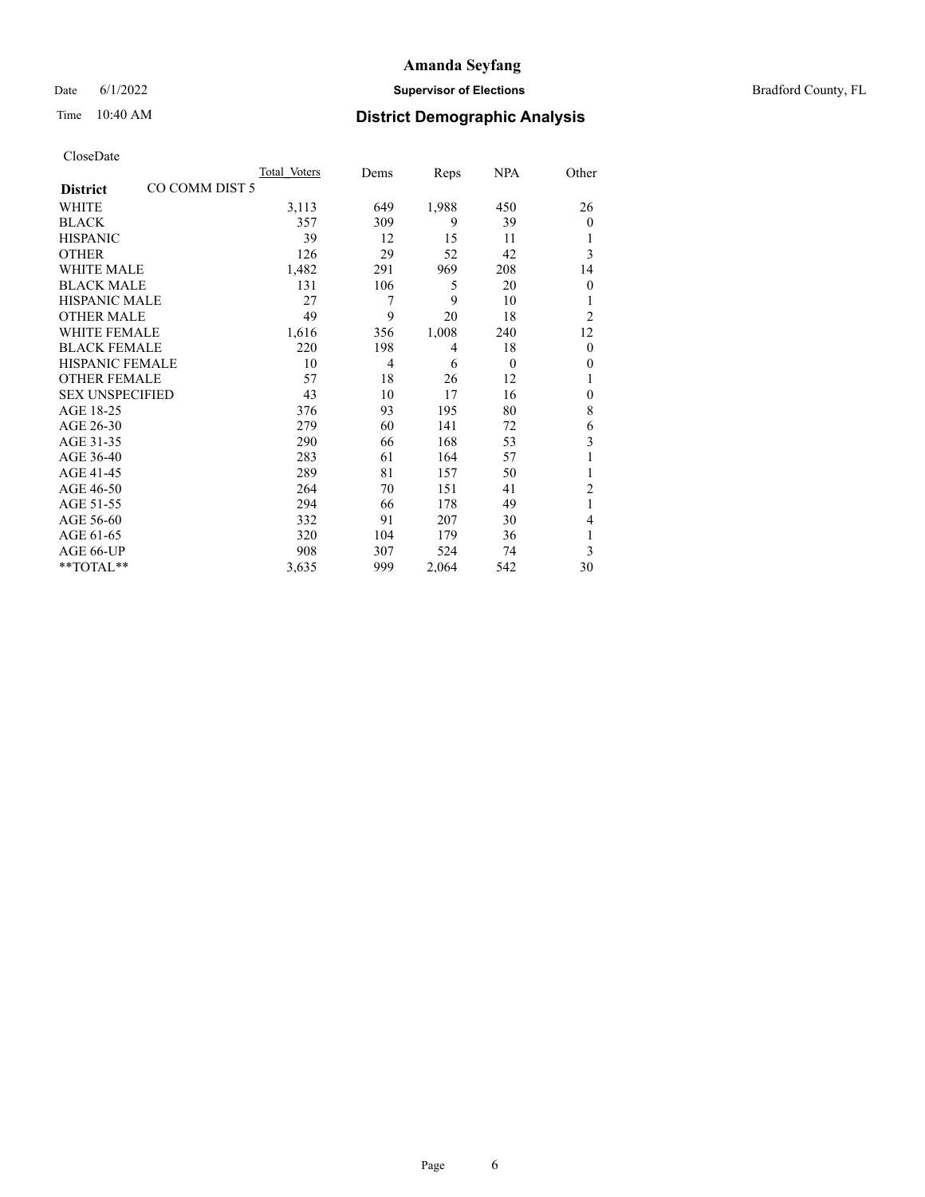CloseDate

| District CO COMM DIST 5 | Total_Voters | Dems | Reps | NPA | Other |
|---|---|---|---|---|---|
| WHITE | 3,113 | 649 | 1,988 | 450 | 26 |
| BLACK | 357 | 309 | 9 | 39 | 0 |
| HISPANIC | 39 | 12 | 15 | 11 | 1 |
| OTHER | 126 | 29 | 52 | 42 | 3 |
| WHITE MALE | 1,482 | 291 | 969 | 208 | 14 |
| BLACK MALE | 131 | 106 | 5 | 20 | 0 |
| HISPANIC MALE | 27 | 7 | 9 | 10 | 1 |
| OTHER MALE | 49 | 9 | 20 | 18 | 2 |
| WHITE FEMALE | 1,616 | 356 | 1,008 | 240 | 12 |
| BLACK FEMALE | 220 | 198 | 4 | 18 | 0 |
| HISPANIC FEMALE | 10 | 4 | 6 | 0 | 0 |
| OTHER FEMALE | 57 | 18 | 26 | 12 | 1 |
| SEX UNSPECIFIED | 43 | 10 | 17 | 16 | 0 |
| AGE 18-25 | 376 | 93 | 195 | 80 | 8 |
| AGE 26-30 | 279 | 60 | 141 | 72 | 6 |
| AGE 31-35 | 290 | 66 | 168 | 53 | 3 |
| AGE 36-40 | 283 | 61 | 164 | 57 | 1 |
| AGE 41-45 | 289 | 81 | 157 | 50 | 1 |
| AGE 46-50 | 264 | 70 | 151 | 41 | 2 |
| AGE 51-55 | 294 | 66 | 178 | 49 | 1 |
| AGE 56-60 | 332 | 91 | 207 | 30 | 4 |
| AGE 61-65 | 320 | 104 | 179 | 36 | 1 |
| AGE 66-UP | 908 | 307 | 524 | 74 | 3 |
| **TOTAL** | 3,635 | 999 | 2,064 | 542 | 30 |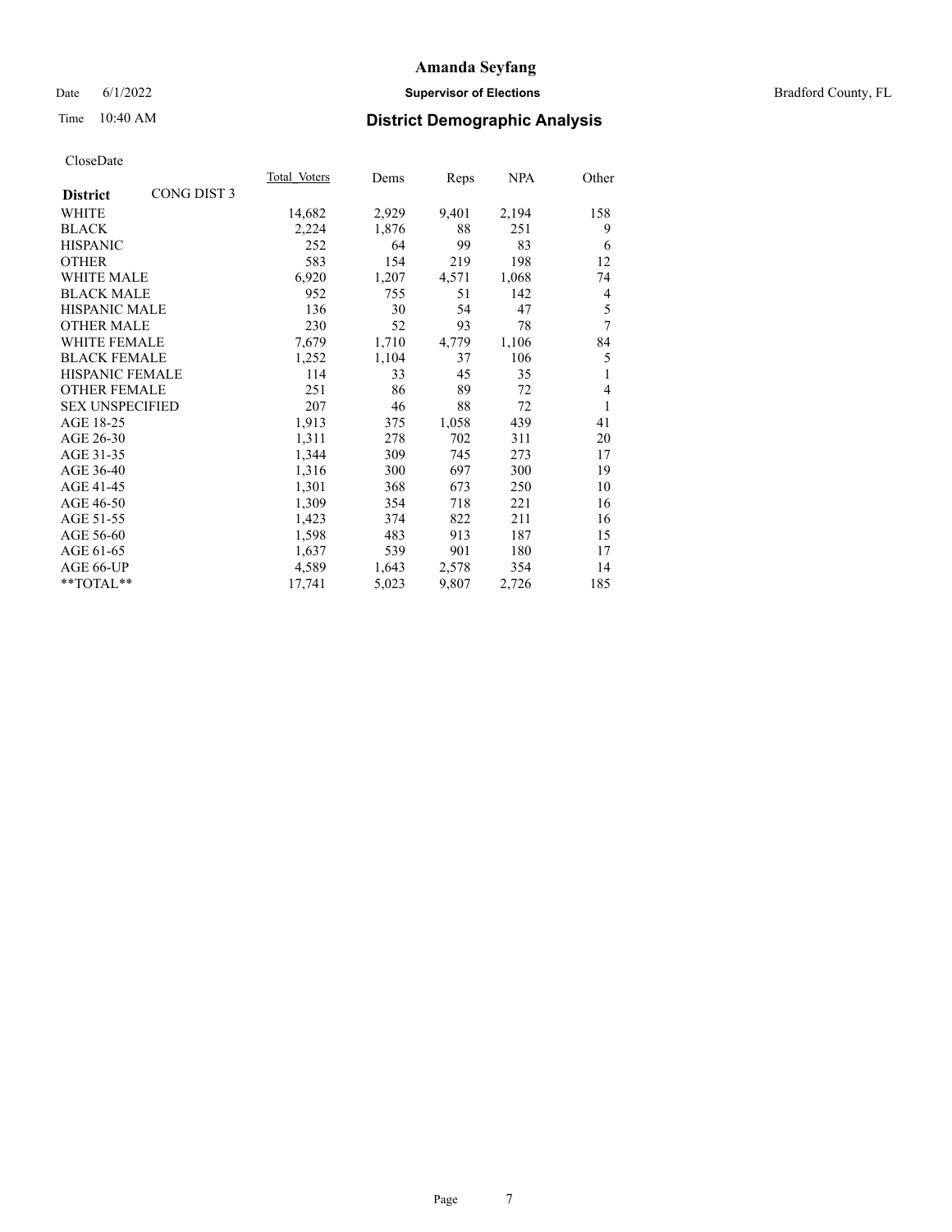# Amanda Seyfang

Date 6/1/2022 **Supervisor of Elections** Bradford County, FL

Time 10:40 AM **District Demographic Analysis**

CloseDate

| **District** CONG DIST 3 | Total Voters | Dems | Reps | NPA | Other |
|---|---|---|---|---|---|
| WHITE | 14,682 | 2,929 | 9,401 | 2,194 | 158 |
| BLACK | 2,224 | 1,876 | 88 | 251 | 9 |
| HISPANIC | 252 | 64 | 99 | 83 | 6 |
| OTHER | 583 | 154 | 219 | 198 | 12 |
| WHITE MALE | 6,920 | 1,207 | 4,571 | 1,068 | 74 |
| BLACK MALE | 952 | 755 | 51 | 142 | 4 |
| HISPANIC MALE | 136 | 30 | 54 | 47 | 5 |
| OTHER MALE | 230 | 52 | 93 | 78 | 7 |
| WHITE FEMALE | 7,679 | 1,710 | 4,779 | 1,106 | 84 |
| BLACK FEMALE | 1,252 | 1,104 | 37 | 106 | 5 |
| HISPANIC FEMALE | 114 | 33 | 45 | 35 | 1 |
| OTHER FEMALE | 251 | 86 | 89 | 72 | 4 |
| SEX UNSPECIFIED | 207 | 46 | 88 | 72 | 1 |
| AGE 18-25 | 1,913 | 375 | 1,058 | 439 | 41 |
| AGE 26-30 | 1,311 | 278 | 702 | 311 | 20 |
| AGE 31-35 | 1,344 | 309 | 745 | 273 | 17 |
| AGE 36-40 | 1,316 | 300 | 697 | 300 | 19 |
| AGE 41-45 | 1,301 | 368 | 673 | 250 | 10 |
| AGE 46-50 | 1,309 | 354 | 718 | 221 | 16 |
| AGE 51-55 | 1,423 | 374 | 822 | 211 | 16 |
| AGE 56-60 | 1,598 | 483 | 913 | 187 | 15 |
| AGE 61-65 | 1,637 | 539 | 901 | 180 | 17 |
| AGE 66-UP | 4,589 | 1,643 | 2,578 | 354 | 14 |
| **TOTAL** | 17,741 | 5,023 | 9,807 | 2,726 | 185 |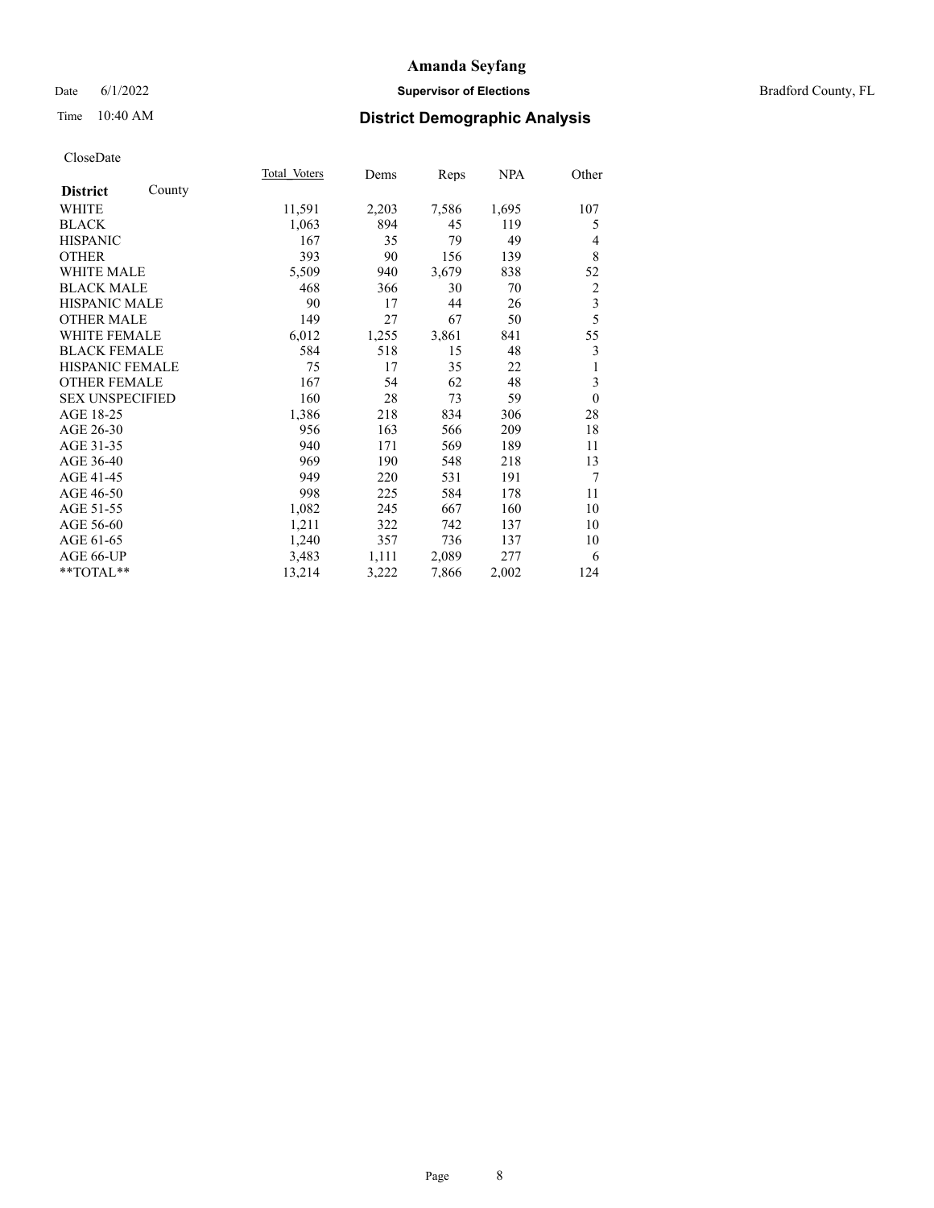# Amanda Seyfang

Date 6/1/2022 **Supervisor of Elections** Bradford County, FL

Time 10:40 AM **District Demographic Analysis**

CloseDate

| **District** County | Total Voters | Dems | Reps | NPA | Other |
|---|---|---|---|---|---|
| WHITE | 11,591 | 2,203 | 7,586 | 1,695 | 107 |
| BLACK | 1,063 | 894 | 45 | 119 | 5 |
| HISPANIC | 167 | 35 | 79 | 49 | 4 |
| OTHER | 393 | 90 | 156 | 139 | 8 |
| WHITE MALE | 5,509 | 940 | 3,679 | 838 | 52 |
| BLACK MALE | 468 | 366 | 30 | 70 | 2 |
| HISPANIC MALE | 90 | 17 | 44 | 26 | 3 |
| OTHER MALE | 149 | 27 | 67 | 50 | 5 |
| WHITE FEMALE | 6,012 | 1,255 | 3,861 | 841 | 55 |
| BLACK FEMALE | 584 | 518 | 15 | 48 | 3 |
| HISPANIC FEMALE | 75 | 17 | 35 | 22 | 1 |
| OTHER FEMALE | 167 | 54 | 62 | 48 | 3 |
| SEX UNSPECIFIED | 160 | 28 | 73 | 59 | 0 |
| AGE 18-25 | 1,386 | 218 | 834 | 306 | 28 |
| AGE 26-30 | 956 | 163 | 566 | 209 | 18 |
| AGE 31-35 | 940 | 171 | 569 | 189 | 11 |
| AGE 36-40 | 969 | 190 | 548 | 218 | 13 |
| AGE 41-45 | 949 | 220 | 531 | 191 | 7 |
| AGE 46-50 | 998 | 225 | 584 | 178 | 11 |
| AGE 51-55 | 1,082 | 245 | 667 | 160 | 10 |
| AGE 56-60 | 1,211 | 322 | 742 | 137 | 10 |
| AGE 61-65 | 1,240 | 357 | 736 | 137 | 10 |
| AGE 66-UP | 3,483 | 1,111 | 2,089 | 277 | 6 |
| **TOTAL** | 13,214 | 3,222 | 7,866 | 2,002 | 124 |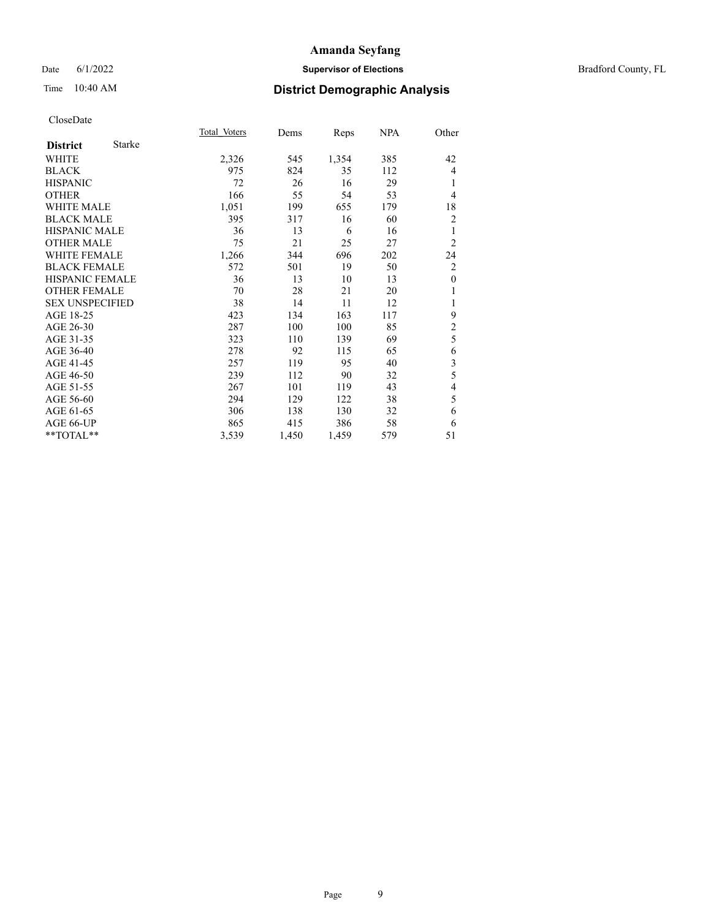# Amanda Seyfang

Date 6/1/2022 **Supervisor of Elections** Bradford County, FL

Time 10:40 AM **District Demographic Analysis**

CloseDate

| **District** Starke | Total_Voters | Dems | Reps | NPA | Other |
|---|---|---|---|---|---|
| WHITE | 2,326 | 545 | 1,354 | 385 | 42 |
| BLACK | 975 | 824 | 35 | 112 | 4 |
| HISPANIC | 72 | 26 | 16 | 29 | 1 |
| OTHER | 166 | 55 | 54 | 53 | 4 |
| WHITE MALE | 1,051 | 199 | 655 | 179 | 18 |
| BLACK MALE | 395 | 317 | 16 | 60 | 2 |
| HISPANIC MALE | 36 | 13 | 6 | 16 | 1 |
| OTHER MALE | 75 | 21 | 25 | 27 | 2 |
| WHITE FEMALE | 1,266 | 344 | 696 | 202 | 24 |
| BLACK FEMALE | 572 | 501 | 19 | 50 | 2 |
| HISPANIC FEMALE | 36 | 13 | 10 | 13 | 0 |
| OTHER FEMALE | 70 | 28 | 21 | 20 | 1 |
| SEX UNSPECIFIED | 38 | 14 | 11 | 12 | 1 |
| AGE 18-25 | 423 | 134 | 163 | 117 | 9 |
| AGE 26-30 | 287 | 100 | 100 | 85 | 2 |
| AGE 31-35 | 323 | 110 | 139 | 69 | 5 |
| AGE 36-40 | 278 | 92 | 115 | 65 | 6 |
| AGE 41-45 | 257 | 119 | 95 | 40 | 3 |
| AGE 46-50 | 239 | 112 | 90 | 32 | 5 |
| AGE 51-55 | 267 | 101 | 119 | 43 | 4 |
| AGE 56-60 | 294 | 129 | 122 | 38 | 5 |
| AGE 61-65 | 306 | 138 | 130 | 32 | 6 |
| AGE 66-UP | 865 | 415 | 386 | 58 | 6 |
| **TOTAL** | 3,539 | 1,450 | 1,459 | 579 | 51 |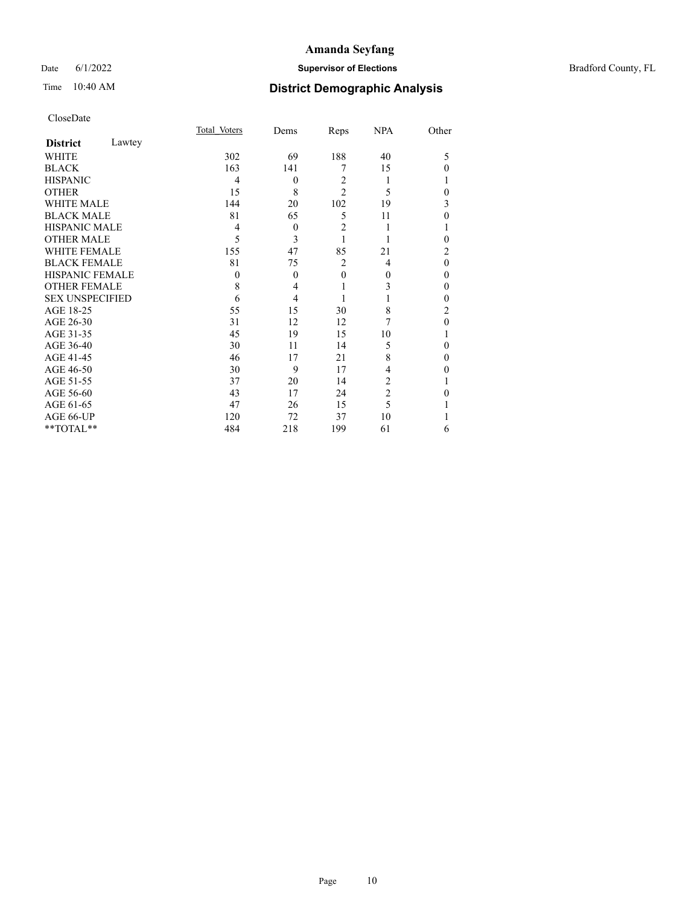# Amanda Seyfang

Date 6/1/2022 **Supervisor of Elections** Bradford County, FL

Time 10:40 AM **District Demographic Analysis**

CloseDate

| **District** Lawtey | Total Voters | Dems | Reps | NPA | Other |
|---|---|---|---|---|---|
| WHITE | 302 | 69 | 188 | 40 | 5 |
| BLACK | 163 | 141 | 7 | 15 | 0 |
| HISPANIC | 4 | 0 | 2 | 1 | 1 |
| OTHER | 15 | 8 | 2 | 5 | 0 |
| WHITE MALE | 144 | 20 | 102 | 19 | 3 |
| BLACK MALE | 81 | 65 | 5 | 11 | 0 |
| HISPANIC MALE | 4 | 0 | 2 | 1 | 1 |
| OTHER MALE | 5 | 3 | 1 | 1 | 0 |
| WHITE FEMALE | 155 | 47 | 85 | 21 | 2 |
| BLACK FEMALE | 81 | 75 | 2 | 4 | 0 |
| HISPANIC FEMALE | 0 | 0 | 0 | 0 | 0 |
| OTHER FEMALE | 8 | 4 | 1 | 3 | 0 |
| SEX UNSPECIFIED | 6 | 4 | 1 | 1 | 0 |
| AGE 18-25 | 55 | 15 | 30 | 8 | 2 |
| AGE 26-30 | 31 | 12 | 12 | 7 | 0 |
| AGE 31-35 | 45 | 19 | 15 | 10 | 1 |
| AGE 36-40 | 30 | 11 | 14 | 5 | 0 |
| AGE 41-45 | 46 | 17 | 21 | 8 | 0 |
| AGE 46-50 | 30 | 9 | 17 | 4 | 0 |
| AGE 51-55 | 37 | 20 | 14 | 2 | 1 |
| AGE 56-60 | 43 | 17 | 24 | 2 | 0 |
| AGE 61-65 | 47 | 26 | 15 | 5 | 1 |
| AGE 66-UP | 120 | 72 | 37 | 10 | 1 |
| **TOTAL** | 484 | 218 | 199 | 61 | 6 |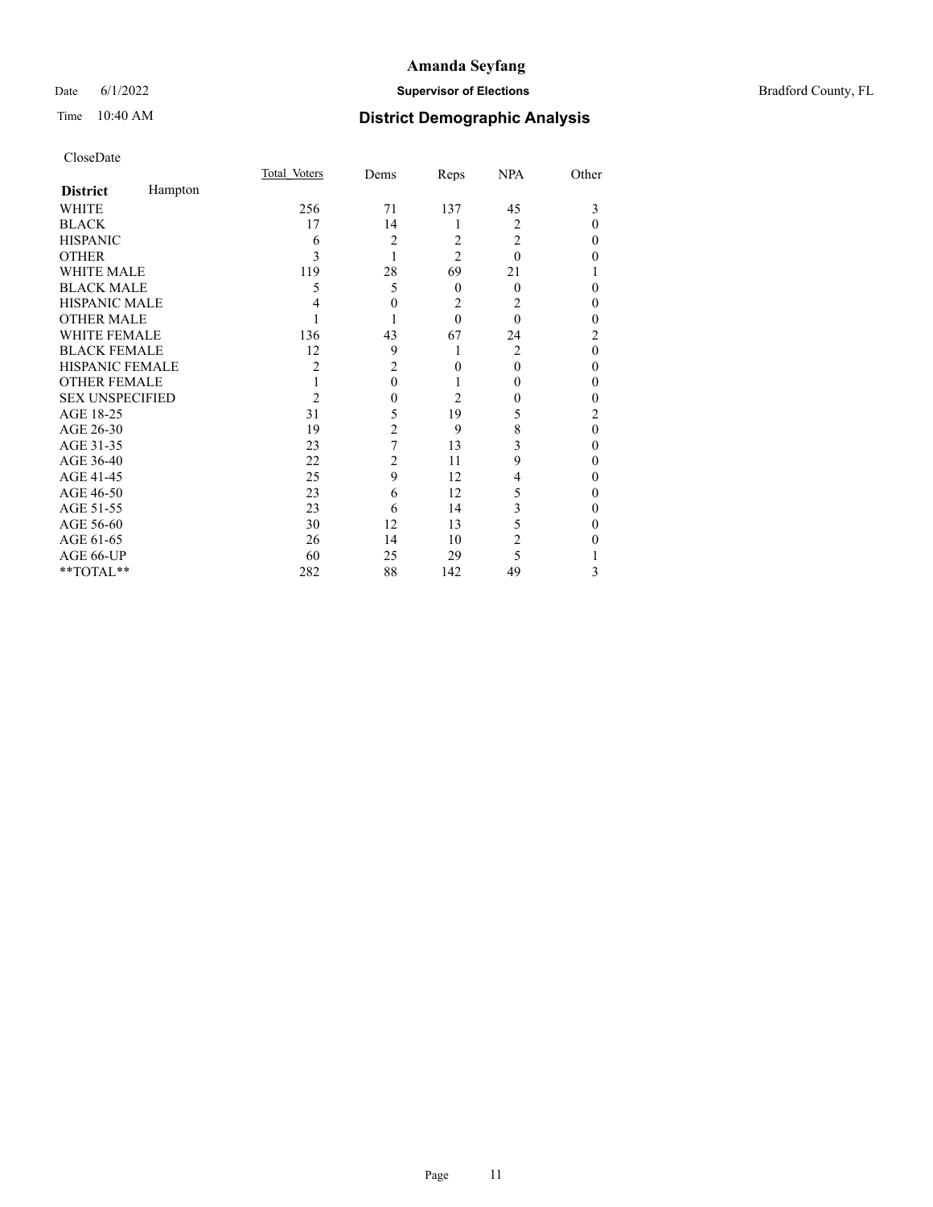CloseDate

| District Hampton | Total_Voters | Dems | Reps | NPA | Other |
|---|---|---|---|---|---|
| WHITE | 256 | 71 | 137 | 45 | 3 |
| BLACK | 17 | 14 | 1 | 2 | 0 |
| HISPANIC | 6 | 2 | 2 | 2 | 0 |
| OTHER | 3 | 1 | 2 | 0 | 0 |
| WHITE MALE | 119 | 28 | 69 | 21 | 1 |
| BLACK MALE | 5 | 5 | 0 | 0 | 0 |
| HISPANIC MALE | 4 | 0 | 2 | 2 | 0 |
| OTHER MALE | 1 | 1 | 0 | 0 | 0 |
| WHITE FEMALE | 136 | 43 | 67 | 24 | 2 |
| BLACK FEMALE | 12 | 9 | 1 | 2 | 0 |
| HISPANIC FEMALE | 2 | 2 | 0 | 0 | 0 |
| OTHER FEMALE | 1 | 0 | 1 | 0 | 0 |
| SEX UNSPECIFIED | 2 | 0 | 2 | 0 | 0 |
| AGE 18-25 | 31 | 5 | 19 | 5 | 2 |
| AGE 26-30 | 19 | 2 | 9 | 8 | 0 |
| AGE 31-35 | 23 | 7 | 13 | 3 | 0 |
| AGE 36-40 | 22 | 2 | 11 | 9 | 0 |
| AGE 41-45 | 25 | 9 | 12 | 4 | 0 |
| AGE 46-50 | 23 | 6 | 12 | 5 | 0 |
| AGE 51-55 | 23 | 6 | 14 | 3 | 0 |
| AGE 56-60 | 30 | 12 | 13 | 5 | 0 |
| AGE 61-65 | 26 | 14 | 10 | 2 | 0 |
| AGE 66-UP | 60 | 25 | 29 | 5 | 1 |
| **TOTAL** | 282 | 88 | 142 | 49 | 3 |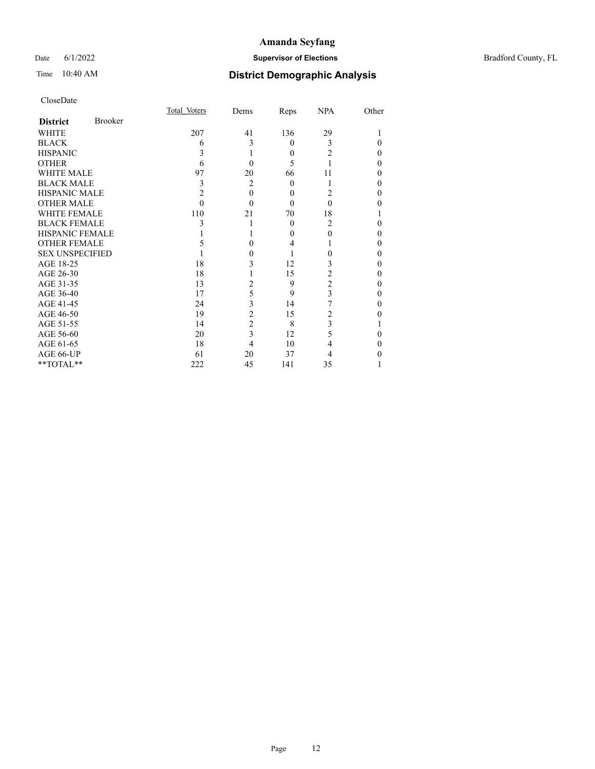# Amanda Seyfang

Date 6/1/2022 **Supervisor of Elections** Bradford County, FL

Time 10:40 AM **District Demographic Analysis**

CloseDate

| **District** Brooker | Total Voters | Dems | Reps | NPA | Other |
|---|---|---|---|---|---|
| WHITE | 207 | 41 | 136 | 29 | 1 |
| BLACK | 6 | 3 | 0 | 3 | 0 |
| HISPANIC | 3 | 1 | 0 | 2 | 0 |
| OTHER | 6 | 0 | 5 | 1 | 0 |
| WHITE MALE | 97 | 20 | 66 | 11 | 0 |
| BLACK MALE | 3 | 2 | 0 | 1 | 0 |
| HISPANIC MALE | 2 | 0 | 0 | 2 | 0 |
| OTHER MALE | 0 | 0 | 0 | 0 | 0 |
| WHITE FEMALE | 110 | 21 | 70 | 18 | 1 |
| BLACK FEMALE | 3 | 1 | 0 | 2 | 0 |
| HISPANIC FEMALE | 1 | 1 | 0 | 0 | 0 |
| OTHER FEMALE | 5 | 0 | 4 | 1 | 0 |
| SEX UNSPECIFIED | 1 | 0 | 1 | 0 | 0 |
| AGE 18-25 | 18 | 3 | 12 | 3 | 0 |
| AGE 26-30 | 18 | 1 | 15 | 2 | 0 |
| AGE 31-35 | 13 | 2 | 9 | 2 | 0 |
| AGE 36-40 | 17 | 5 | 9 | 3 | 0 |
| AGE 41-45 | 24 | 3 | 14 | 7 | 0 |
| AGE 46-50 | 19 | 2 | 15 | 2 | 0 |
| AGE 51-55 | 14 | 2 | 8 | 3 | 1 |
| AGE 56-60 | 20 | 3 | 12 | 5 | 0 |
| AGE 61-65 | 18 | 4 | 10 | 4 | 0 |
| AGE 66-UP | 61 | 20 | 37 | 4 | 0 |
| **TOTAL** | 222 | 45 | 141 | 35 | 1 |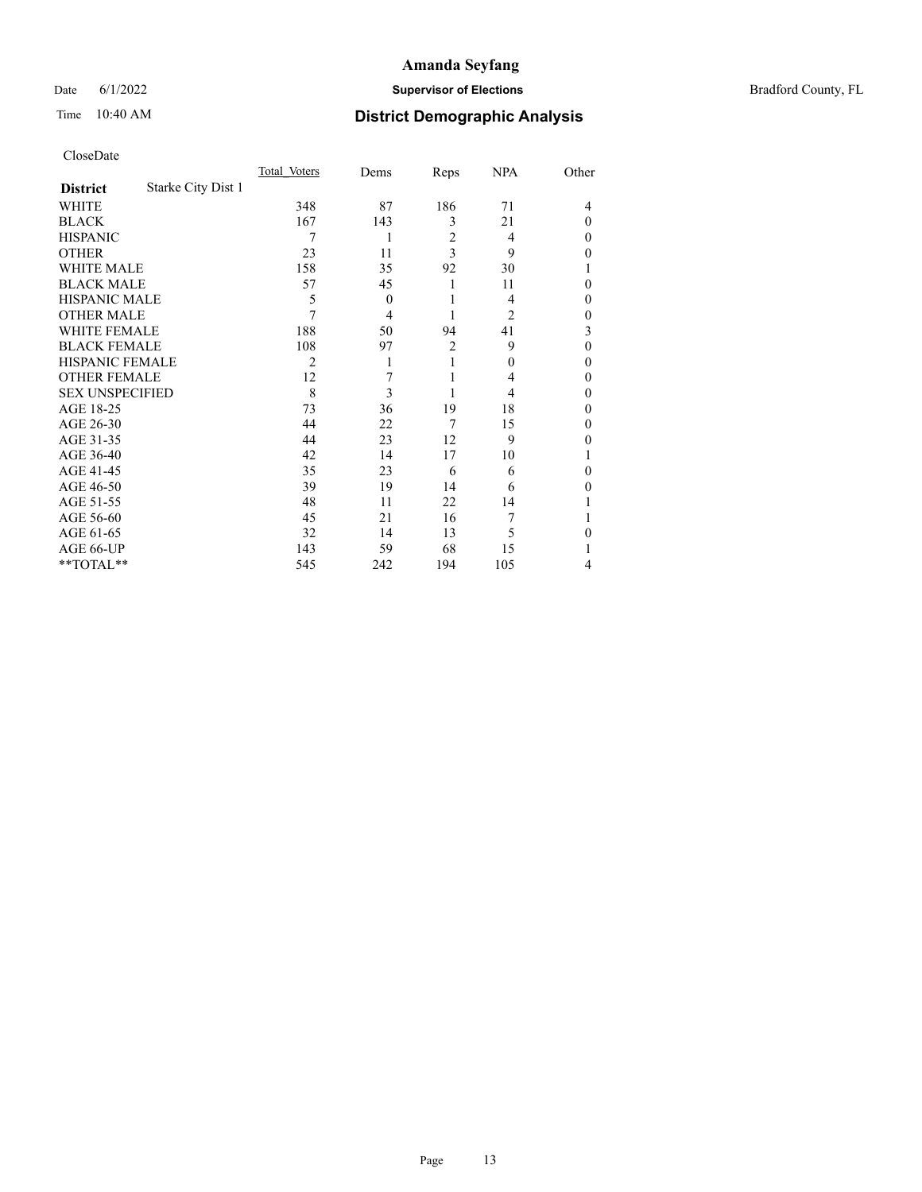# Amanda Seyfang

Date 6/1/2022 **Supervisor of Elections** Bradford County, FL

Time 10:40 AM **District Demographic Analysis**

CloseDate

| **District** Starke City Dist 1 | Total Voters | Dems | Reps | NPA | Other |
|---|---|---|---|---|---|
| WHITE | 348 | 87 | 186 | 71 | 4 |
| BLACK | 167 | 143 | 3 | 21 | 0 |
| HISPANIC | 7 | 1 | 2 | 4 | 0 |
| OTHER | 23 | 11 | 3 | 9 | 0 |
| WHITE MALE | 158 | 35 | 92 | 30 | 1 |
| BLACK MALE | 57 | 45 | 1 | 11 | 0 |
| HISPANIC MALE | 5 | 0 | 1 | 4 | 0 |
| OTHER MALE | 7 | 4 | 1 | 2 | 0 |
| WHITE FEMALE | 188 | 50 | 94 | 41 | 3 |
| BLACK FEMALE | 108 | 97 | 2 | 9 | 0 |
| HISPANIC FEMALE | 2 | 1 | 1 | 0 | 0 |
| OTHER FEMALE | 12 | 7 | 1 | 4 | 0 |
| SEX UNSPECIFIED | 8 | 3 | 1 | 4 | 0 |
| AGE 18-25 | 73 | 36 | 19 | 18 | 0 |
| AGE 26-30 | 44 | 22 | 7 | 15 | 0 |
| AGE 31-35 | 44 | 23 | 12 | 9 | 0 |
| AGE 36-40 | 42 | 14 | 17 | 10 | 1 |
| AGE 41-45 | 35 | 23 | 6 | 6 | 0 |
| AGE 46-50 | 39 | 19 | 14 | 6 | 0 |
| AGE 51-55 | 48 | 11 | 22 | 14 | 1 |
| AGE 56-60 | 45 | 21 | 16 | 7 | 1 |
| AGE 61-65 | 32 | 14 | 13 | 5 | 0 |
| AGE 66-UP | 143 | 59 | 68 | 15 | 1 |
| **TOTAL** | 545 | 242 | 194 | 105 | 4 |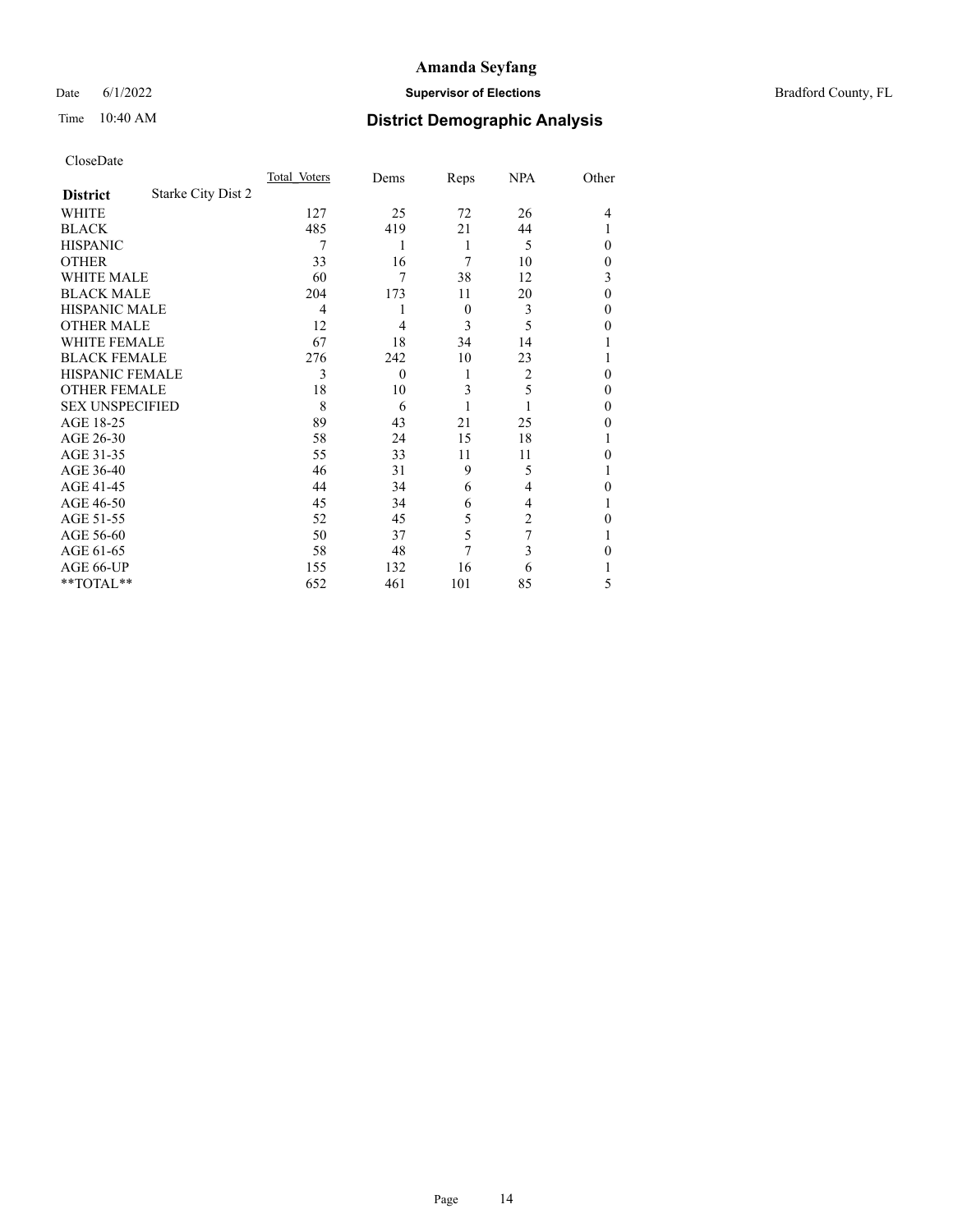# Amanda Seyfang

Date 6/1/2022 **Supervisor of Elections** Bradford County, FL

Time 10:40 AM **District Demographic Analysis**

CloseDate

| **District** Starke City Dist 2 | Total Voters | Dems | Reps | NPA | Other |
|---|---|---|---|---|---|
| WHITE | 127 | 25 | 72 | 26 | 4 |
| BLACK | 485 | 419 | 21 | 44 | 1 |
| HISPANIC | 7 | 1 | 1 | 5 | 0 |
| OTHER | 33 | 16 | 7 | 10 | 0 |
| WHITE MALE | 60 | 7 | 38 | 12 | 3 |
| BLACK MALE | 204 | 173 | 11 | 20 | 0 |
| HISPANIC MALE | 4 | 1 | 0 | 3 | 0 |
| OTHER MALE | 12 | 4 | 3 | 5 | 0 |
| WHITE FEMALE | 67 | 18 | 34 | 14 | 1 |
| BLACK FEMALE | 276 | 242 | 10 | 23 | 1 |
| HISPANIC FEMALE | 3 | 0 | 1 | 2 | 0 |
| OTHER FEMALE | 18 | 10 | 3 | 5 | 0 |
| SEX UNSPECIFIED | 8 | 6 | 1 | 1 | 0 |
| AGE 18-25 | 89 | 43 | 21 | 25 | 0 |
| AGE 26-30 | 58 | 24 | 15 | 18 | 1 |
| AGE 31-35 | 55 | 33 | 11 | 11 | 0 |
| AGE 36-40 | 46 | 31 | 9 | 5 | 1 |
| AGE 41-45 | 44 | 34 | 6 | 4 | 0 |
| AGE 46-50 | 45 | 34 | 6 | 4 | 1 |
| AGE 51-55 | 52 | 45 | 5 | 2 | 0 |
| AGE 56-60 | 50 | 37 | 5 | 7 | 1 |
| AGE 61-65 | 58 | 48 | 7 | 3 | 0 |
| AGE 66-UP | 155 | 132 | 16 | 6 | 1 |
| **TOTAL** | 652 | 461 | 101 | 85 | 5 |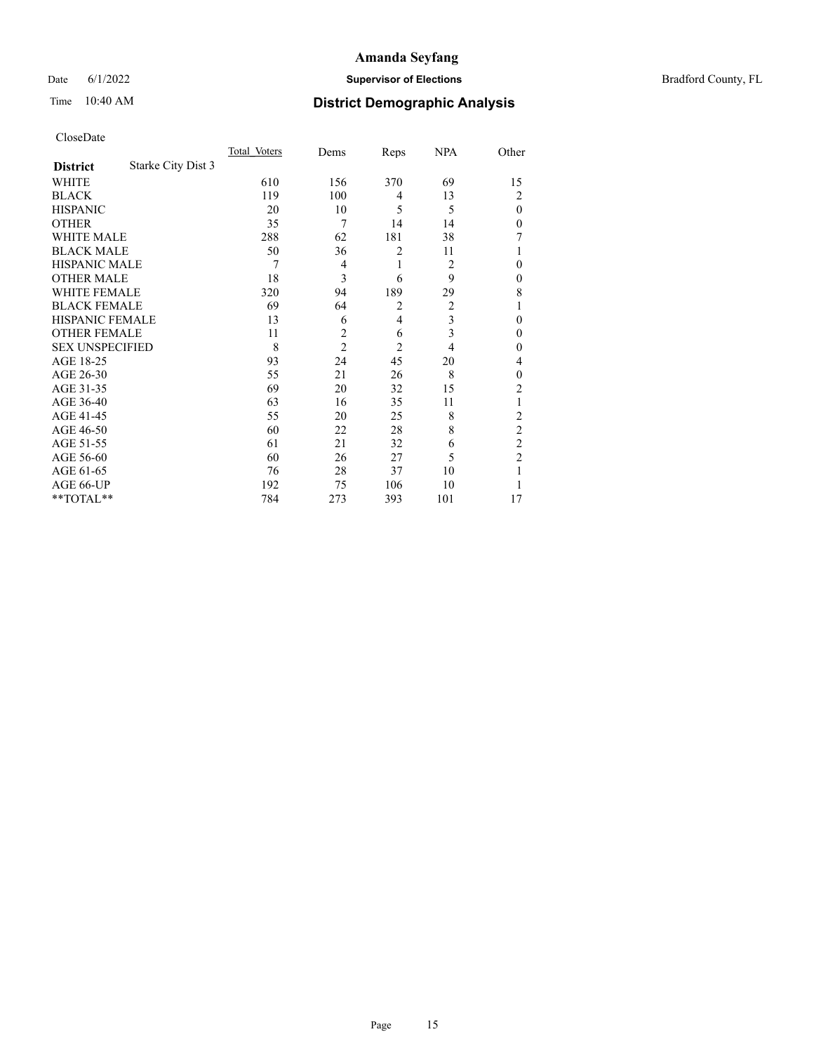# Amanda Seyfang

Date 6/1/2022 **Supervisor of Elections** Bradford County, FL

Time 10:40 AM **District Demographic Analysis**

CloseDate

| **District** Starke City Dist 3 | Total Voters | Dems | Reps | NPA | Other |
|---|---|---|---|---|---|
| WHITE | 610 | 156 | 370 | 69 | 15 |
| BLACK | 119 | 100 | 4 | 13 | 2 |
| HISPANIC | 20 | 10 | 5 | 5 | 0 |
| OTHER | 35 | 7 | 14 | 14 | 0 |
| WHITE MALE | 288 | 62 | 181 | 38 | 7 |
| BLACK MALE | 50 | 36 | 2 | 11 | 1 |
| HISPANIC MALE | 7 | 4 | 1 | 2 | 0 |
| OTHER MALE | 18 | 3 | 6 | 9 | 0 |
| WHITE FEMALE | 320 | 94 | 189 | 29 | 8 |
| BLACK FEMALE | 69 | 64 | 2 | 2 | 1 |
| HISPANIC FEMALE | 13 | 6 | 4 | 3 | 0 |
| OTHER FEMALE | 11 | 2 | 6 | 3 | 0 |
| SEX UNSPECIFIED | 8 | 2 | 2 | 4 | 0 |
| AGE 18-25 | 93 | 24 | 45 | 20 | 4 |
| AGE 26-30 | 55 | 21 | 26 | 8 | 0 |
| AGE 31-35 | 69 | 20 | 32 | 15 | 2 |
| AGE 36-40 | 63 | 16 | 35 | 11 | 1 |
| AGE 41-45 | 55 | 20 | 25 | 8 | 2 |
| AGE 46-50 | 60 | 22 | 28 | 8 | 2 |
| AGE 51-55 | 61 | 21 | 32 | 6 | 2 |
| AGE 56-60 | 60 | 26 | 27 | 5 | 2 |
| AGE 61-65 | 76 | 28 | 37 | 10 | 1 |
| AGE 66-UP | 192 | 75 | 106 | 10 | 1 |
| **TOTAL** | 784 | 273 | 393 | 101 | 17 |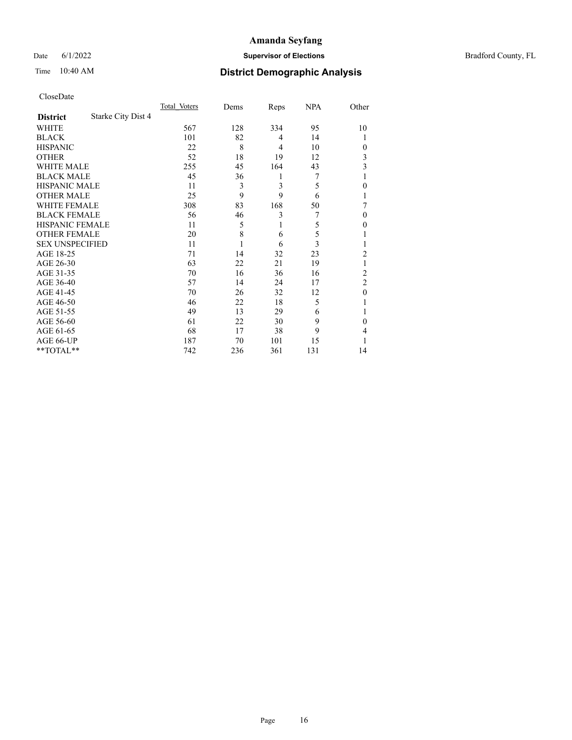# Amanda Seyfang

Date 6/1/2022 **Supervisor of Elections** Bradford County, FL

Time 10:40 AM **District Demographic Analysis**

CloseDate

| **District** Starke City Dist 4 | Total Voters | Dems | Reps | NPA | Other |
|---|---|---|---|---|---|
| WHITE | 567 | 128 | 334 | 95 | 10 |
| BLACK | 101 | 82 | 4 | 14 | 1 |
| HISPANIC | 22 | 8 | 4 | 10 | 0 |
| OTHER | 52 | 18 | 19 | 12 | 3 |
| WHITE MALE | 255 | 45 | 164 | 43 | 3 |
| BLACK MALE | 45 | 36 | 1 | 7 | 1 |
| HISPANIC MALE | 11 | 3 | 3 | 5 | 0 |
| OTHER MALE | 25 | 9 | 9 | 6 | 1 |
| WHITE FEMALE | 308 | 83 | 168 | 50 | 7 |
| BLACK FEMALE | 56 | 46 | 3 | 7 | 0 |
| HISPANIC FEMALE | 11 | 5 | 1 | 5 | 0 |
| OTHER FEMALE | 20 | 8 | 6 | 5 | 1 |
| SEX UNSPECIFIED | 11 | 1 | 6 | 3 | 1 |
| AGE 18-25 | 71 | 14 | 32 | 23 | 2 |
| AGE 26-30 | 63 | 22 | 21 | 19 | 1 |
| AGE 31-35 | 70 | 16 | 36 | 16 | 2 |
| AGE 36-40 | 57 | 14 | 24 | 17 | 2 |
| AGE 41-45 | 70 | 26 | 32 | 12 | 0 |
| AGE 46-50 | 46 | 22 | 18 | 5 | 1 |
| AGE 51-55 | 49 | 13 | 29 | 6 | 1 |
| AGE 56-60 | 61 | 22 | 30 | 9 | 0 |
| AGE 61-65 | 68 | 17 | 38 | 9 | 4 |
| AGE 66-UP | 187 | 70 | 101 | 15 | 1 |
| **TOTAL** | 742 | 236 | 361 | 131 | 14 |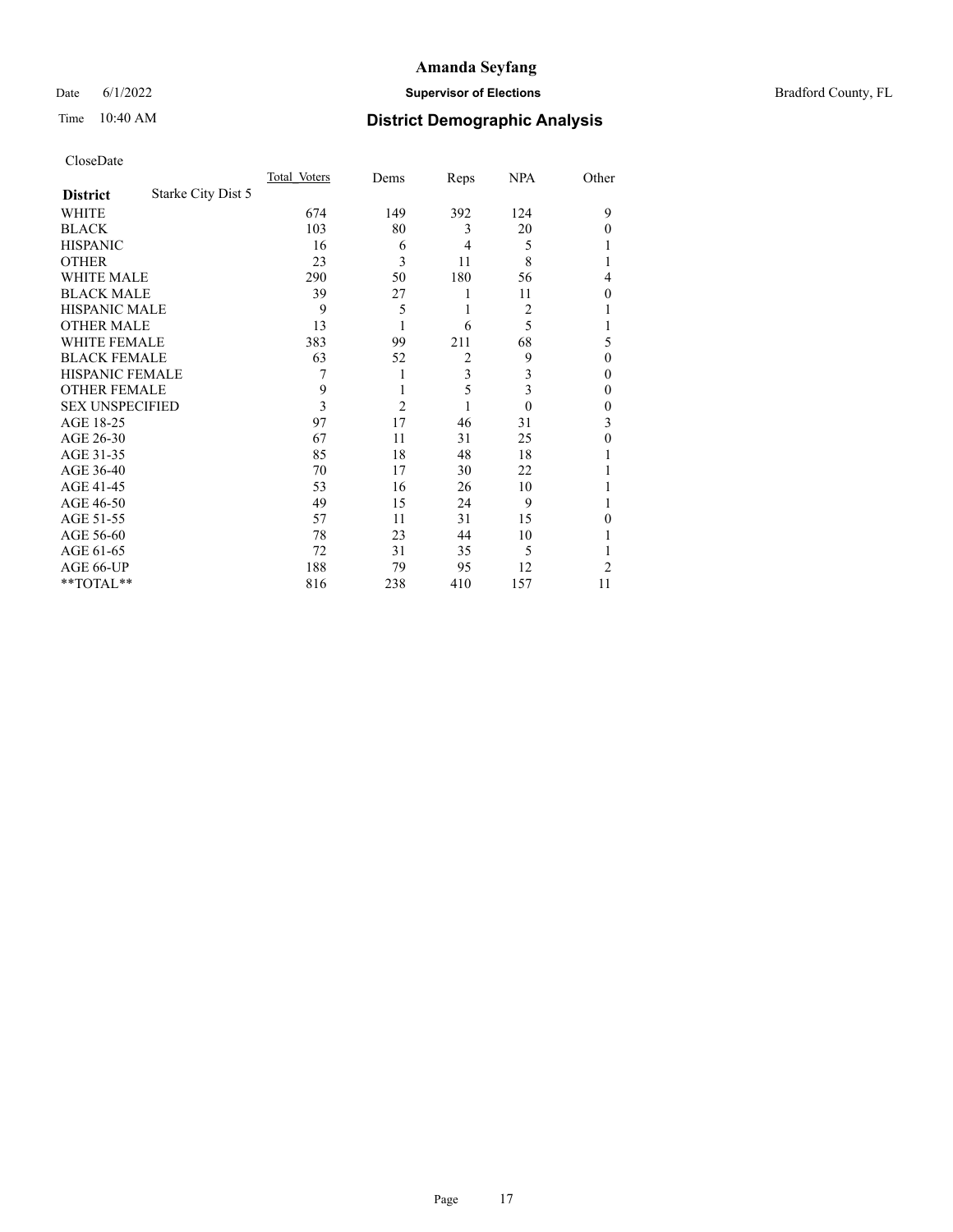# Amanda Seyfang

Date 6/1/2022 **Supervisor of Elections** Bradford County, FL

Time 10:40 AM **District Demographic Analysis**

CloseDate

| **District** Starke City Dist 5 | Total Voters | Dems | Reps | NPA | Other |
|---|---|---|---|---|---|
| WHITE | 674 | 149 | 392 | 124 | 9 |
| BLACK | 103 | 80 | 3 | 20 | 0 |
| HISPANIC | 16 | 6 | 4 | 5 | 1 |
| OTHER | 23 | 3 | 11 | 8 | 1 |
| WHITE MALE | 290 | 50 | 180 | 56 | 4 |
| BLACK MALE | 39 | 27 | 1 | 11 | 0 |
| HISPANIC MALE | 9 | 5 | 1 | 2 | 1 |
| OTHER MALE | 13 | 1 | 6 | 5 | 1 |
| WHITE FEMALE | 383 | 99 | 211 | 68 | 5 |
| BLACK FEMALE | 63 | 52 | 2 | 9 | 0 |
| HISPANIC FEMALE | 7 | 1 | 3 | 3 | 0 |
| OTHER FEMALE | 9 | 1 | 5 | 3 | 0 |
| SEX UNSPECIFIED | 3 | 2 | 1 | 0 | 0 |
| AGE 18-25 | 97 | 17 | 46 | 31 | 3 |
| AGE 26-30 | 67 | 11 | 31 | 25 | 0 |
| AGE 31-35 | 85 | 18 | 48 | 18 | 1 |
| AGE 36-40 | 70 | 17 | 30 | 22 | 1 |
| AGE 41-45 | 53 | 16 | 26 | 10 | 1 |
| AGE 46-50 | 49 | 15 | 24 | 9 | 1 |
| AGE 51-55 | 57 | 11 | 31 | 15 | 0 |
| AGE 56-60 | 78 | 23 | 44 | 10 | 1 |
| AGE 61-65 | 72 | 31 | 35 | 5 | 1 |
| AGE 66-UP | 188 | 79 | 95 | 12 | 2 |
| **TOTAL** | 816 | 238 | 410 | 157 | 11 |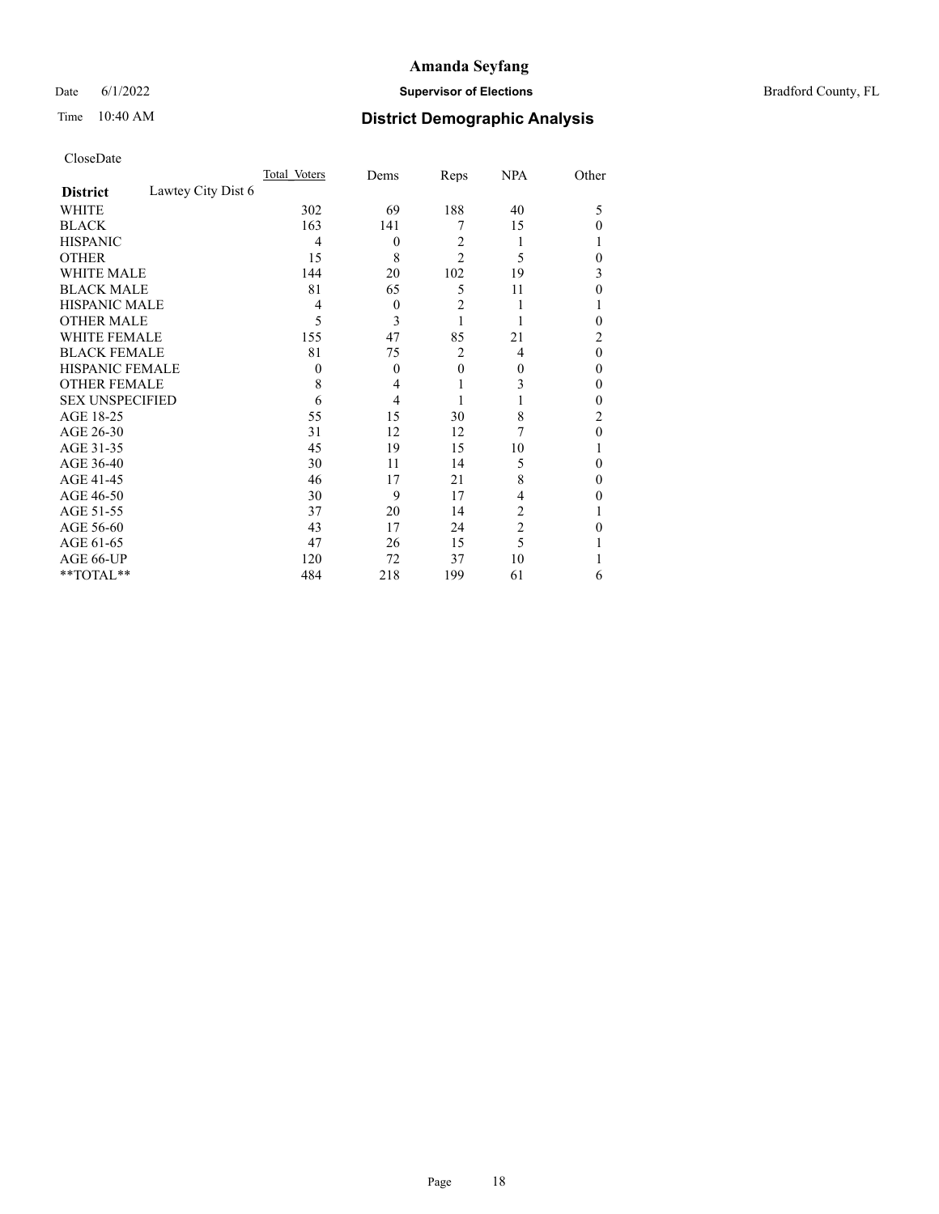# Amanda Seyfang

Date 6/1/2022 **Supervisor of Elections** Bradford County, FL

Time 10:40 AM **District Demographic Analysis**

CloseDate

| **District** Lawtey City Dist 6 | Total Voters | Dems | Reps | NPA | Other |
|---|---|---|---|---|---|
| WHITE | 302 | 69 | 188 | 40 | 5 |
| BLACK | 163 | 141 | 7 | 15 | 0 |
| HISPANIC | 4 | 0 | 2 | 1 | 1 |
| OTHER | 15 | 8 | 2 | 5 | 0 |
| WHITE MALE | 144 | 20 | 102 | 19 | 3 |
| BLACK MALE | 81 | 65 | 5 | 11 | 0 |
| HISPANIC MALE | 4 | 0 | 2 | 1 | 1 |
| OTHER MALE | 5 | 3 | 1 | 1 | 0 |
| WHITE FEMALE | 155 | 47 | 85 | 21 | 2 |
| BLACK FEMALE | 81 | 75 | 2 | 4 | 0 |
| HISPANIC FEMALE | 0 | 0 | 0 | 0 | 0 |
| OTHER FEMALE | 8 | 4 | 1 | 3 | 0 |
| SEX UNSPECIFIED | 6 | 4 | 1 | 1 | 0 |
| AGE 18-25 | 55 | 15 | 30 | 8 | 2 |
| AGE 26-30 | 31 | 12 | 12 | 7 | 0 |
| AGE 31-35 | 45 | 19 | 15 | 10 | 1 |
| AGE 36-40 | 30 | 11 | 14 | 5 | 0 |
| AGE 41-45 | 46 | 17 | 21 | 8 | 0 |
| AGE 46-50 | 30 | 9 | 17 | 4 | 0 |
| AGE 51-55 | 37 | 20 | 14 | 2 | 1 |
| AGE 56-60 | 43 | 17 | 24 | 2 | 0 |
| AGE 61-65 | 47 | 26 | 15 | 5 | 1 |
| AGE 66-UP | 120 | 72 | 37 | 10 | 1 |
| **TOTAL** | 484 | 218 | 199 | 61 | 6 |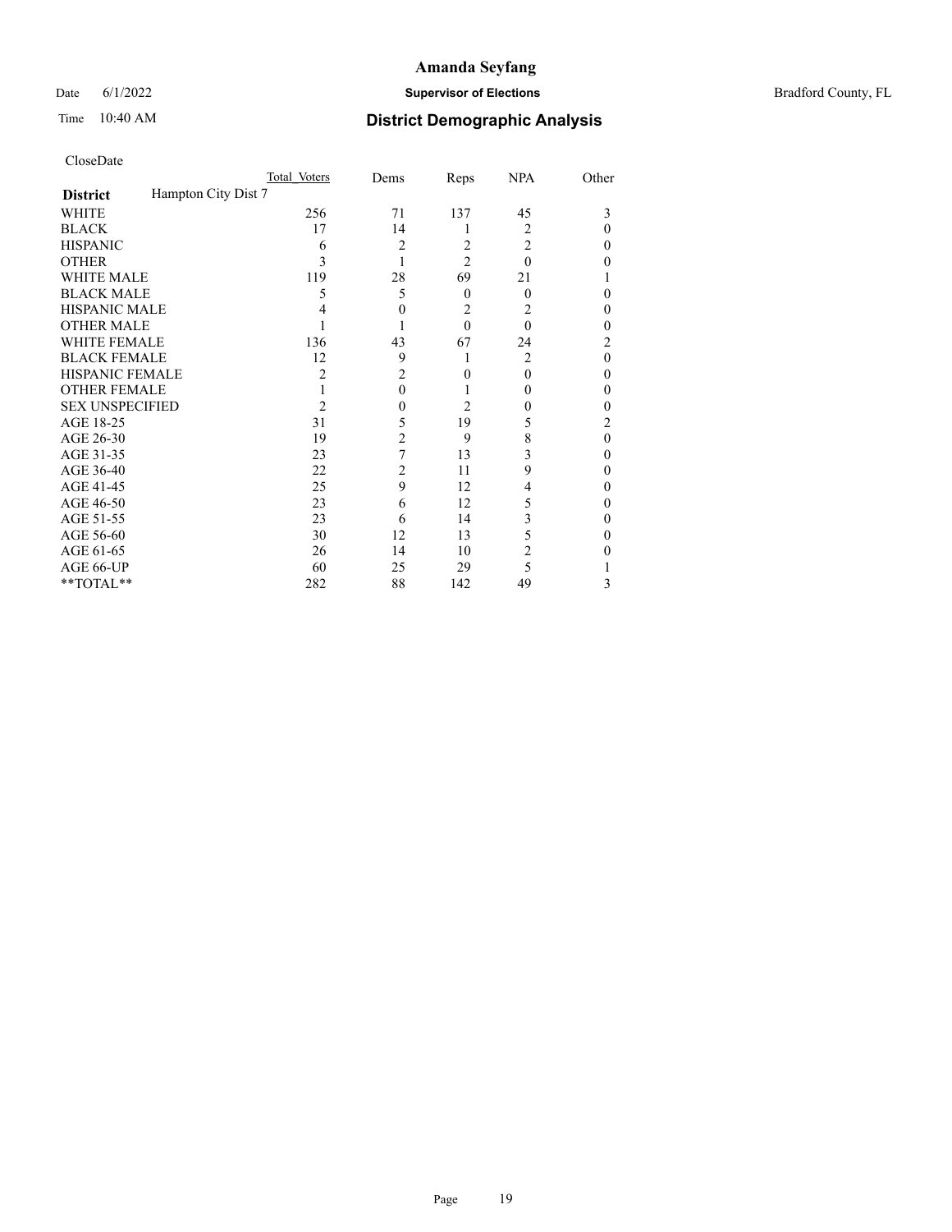# Amanda Seyfang

Date 6/1/2022 **Supervisor of Elections** Bradford County, FL

Time 10:40 AM **District Demographic Analysis**

CloseDate

| District | Hampton City Dist 7 Total Voters | Dems | Reps | NPA | Other |
|---|---|---|---|---|---|
| WHITE | 256 | 71 | 137 | 45 | 3 |
| BLACK | 17 | 14 | 1 | 2 | 0 |
| HISPANIC | 6 | 2 | 2 | 2 | 0 |
| OTHER | 3 | 1 | 2 | 0 | 0 |
| WHITE MALE | 119 | 28 | 69 | 21 | 1 |
| BLACK MALE | 5 | 5 | 0 | 0 | 0 |
| HISPANIC MALE | 4 | 0 | 2 | 2 | 0 |
| OTHER MALE | 1 | 1 | 0 | 0 | 0 |
| WHITE FEMALE | 136 | 43 | 67 | 24 | 2 |
| BLACK FEMALE | 12 | 9 | 1 | 2 | 0 |
| HISPANIC FEMALE | 2 | 2 | 0 | 0 | 0 |
| OTHER FEMALE | 1 | 0 | 1 | 0 | 0 |
| SEX UNSPECIFIED | 2 | 0 | 2 | 0 | 0 |
| AGE 18-25 | 31 | 5 | 19 | 5 | 2 |
| AGE 26-30 | 19 | 2 | 9 | 8 | 0 |
| AGE 31-35 | 23 | 7 | 13 | 3 | 0 |
| AGE 36-40 | 22 | 2 | 11 | 9 | 0 |
| AGE 41-45 | 25 | 9 | 12 | 4 | 0 |
| AGE 46-50 | 23 | 6 | 12 | 5 | 0 |
| AGE 51-55 | 23 | 6 | 14 | 3 | 0 |
| AGE 56-60 | 30 | 12 | 13 | 5 | 0 |
| AGE 61-65 | 26 | 14 | 10 | 2 | 0 |
| AGE 66-UP | 60 | 25 | 29 | 5 | 1 |
| **TOTAL** | 282 | 88 | 142 | 49 | 3 |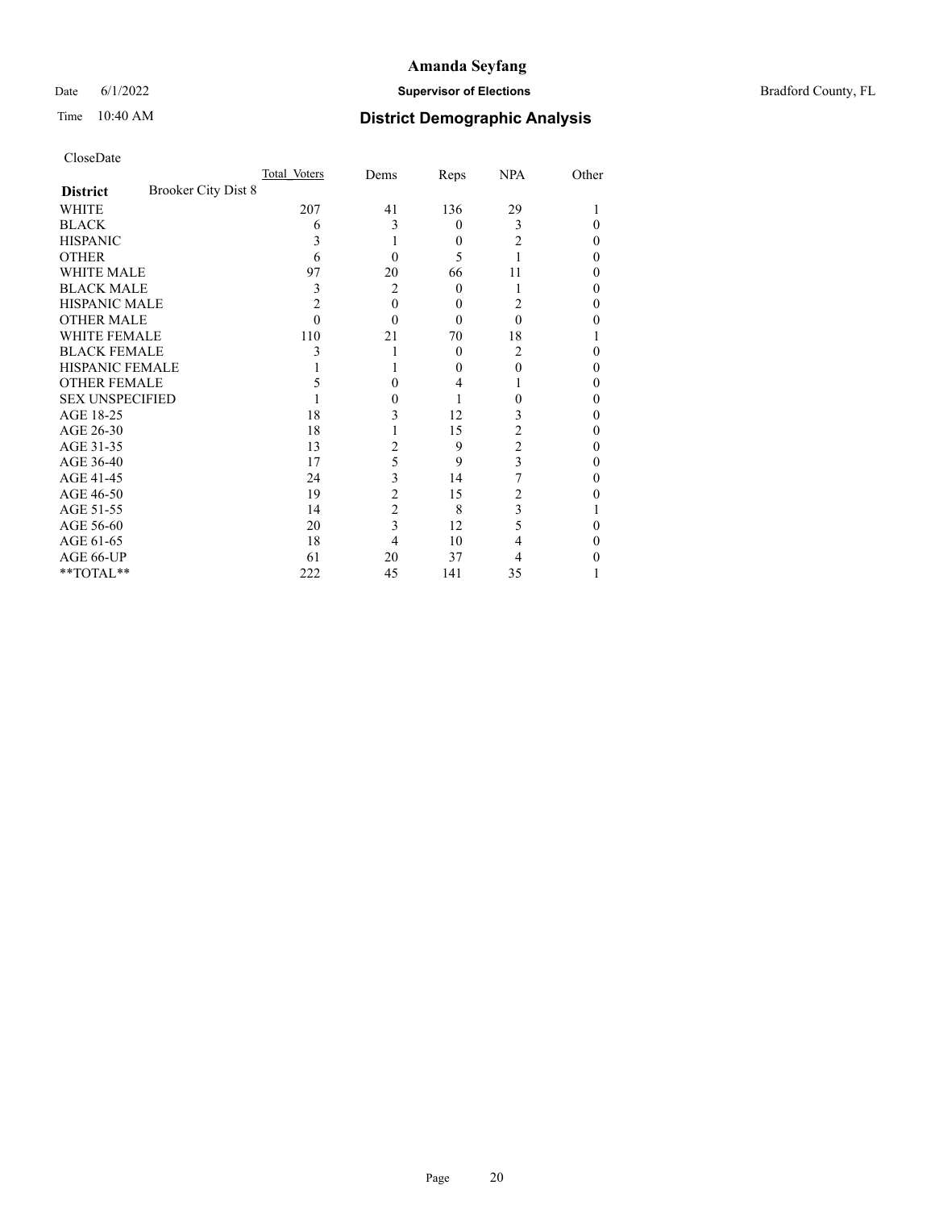# Amanda Seyfang

Date 6/1/2022 **Supervisor of Elections** Bradford County, FL

Time 10:40 AM **District Demographic Analysis**

CloseDate

| **District** Brooker City Dist 8 | Total Voters | Dems | Reps | NPA | Other |
|---|---|---|---|---|---|
| WHITE | 207 | 41 | 136 | 29 | 1 |
| BLACK | 6 | 3 | 0 | 3 | 0 |
| HISPANIC | 3 | 1 | 0 | 2 | 0 |
| OTHER | 6 | 0 | 5 | 1 | 0 |
| WHITE MALE | 97 | 20 | 66 | 11 | 0 |
| BLACK MALE | 3 | 2 | 0 | 1 | 0 |
| HISPANIC MALE | 2 | 0 | 0 | 2 | 0 |
| OTHER MALE | 0 | 0 | 0 | 0 | 0 |
| WHITE FEMALE | 110 | 21 | 70 | 18 | 1 |
| BLACK FEMALE | 3 | 1 | 0 | 2 | 0 |
| HISPANIC FEMALE | 1 | 1 | 0 | 0 | 0 |
| OTHER FEMALE | 5 | 0 | 4 | 1 | 0 |
| SEX UNSPECIFIED | 1 | 0 | 1 | 0 | 0 |
| AGE 18-25 | 18 | 3 | 12 | 3 | 0 |
| AGE 26-30 | 18 | 1 | 15 | 2 | 0 |
| AGE 31-35 | 13 | 2 | 9 | 2 | 0 |
| AGE 36-40 | 17 | 5 | 9 | 3 | 0 |
| AGE 41-45 | 24 | 3 | 14 | 7 | 0 |
| AGE 46-50 | 19 | 2 | 15 | 2 | 0 |
| AGE 51-55 | 14 | 2 | 8 | 3 | 1 |
| AGE 56-60 | 20 | 3 | 12 | 5 | 0 |
| AGE 61-65 | 18 | 4 | 10 | 4 | 0 |
| AGE 66-UP | 61 | 20 | 37 | 4 | 0 |
| **TOTAL** | 222 | 45 | 141 | 35 | 1 |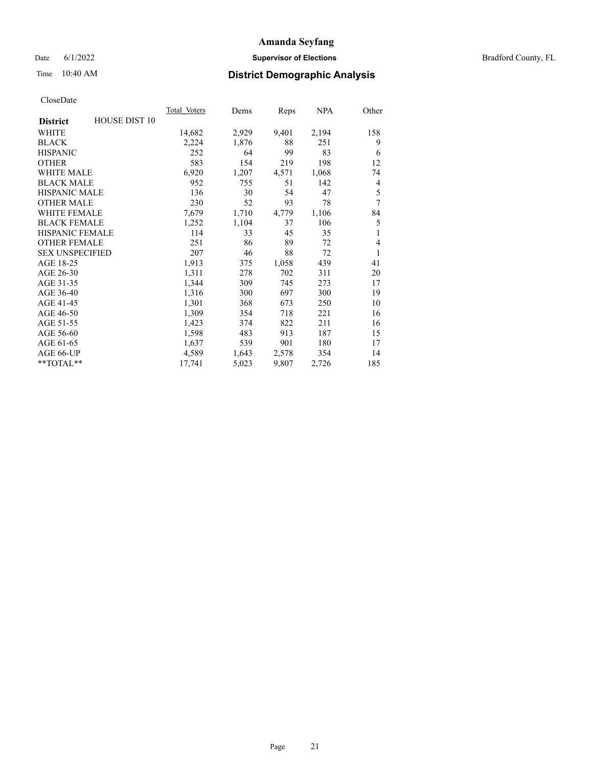# Amanda Seyfang

Date 6/1/2022 **Supervisor of Elections** Bradford County, FL

Time 10:40 AM **District Demographic Analysis**

CloseDate

| **District** HOUSE DIST 10 | Total Voters | Dems | Reps | NPA | Other |
|---|---|---|---|---|---|
| WHITE | 14,682 | 2,929 | 9,401 | 2,194 | 158 |
| BLACK | 2,224 | 1,876 | 88 | 251 | 9 |
| HISPANIC | 252 | 64 | 99 | 83 | 6 |
| OTHER | 583 | 154 | 219 | 198 | 12 |
| WHITE MALE | 6,920 | 1,207 | 4,571 | 1,068 | 74 |
| BLACK MALE | 952 | 755 | 51 | 142 | 4 |
| HISPANIC MALE | 136 | 30 | 54 | 47 | 5 |
| OTHER MALE | 230 | 52 | 93 | 78 | 7 |
| WHITE FEMALE | 7,679 | 1,710 | 4,779 | 1,106 | 84 |
| BLACK FEMALE | 1,252 | 1,104 | 37 | 106 | 5 |
| HISPANIC FEMALE | 114 | 33 | 45 | 35 | 1 |
| OTHER FEMALE | 251 | 86 | 89 | 72 | 4 |
| SEX UNSPECIFIED | 207 | 46 | 88 | 72 | 1 |
| AGE 18-25 | 1,913 | 375 | 1,058 | 439 | 41 |
| AGE 26-30 | 1,311 | 278 | 702 | 311 | 20 |
| AGE 31-35 | 1,344 | 309 | 745 | 273 | 17 |
| AGE 36-40 | 1,316 | 300 | 697 | 300 | 19 |
| AGE 41-45 | 1,301 | 368 | 673 | 250 | 10 |
| AGE 46-50 | 1,309 | 354 | 718 | 221 | 16 |
| AGE 51-55 | 1,423 | 374 | 822 | 211 | 16 |
| AGE 56-60 | 1,598 | 483 | 913 | 187 | 15 |
| AGE 61-65 | 1,637 | 539 | 901 | 180 | 17 |
| AGE 66-UP | 4,589 | 1,643 | 2,578 | 354 | 14 |
| **TOTAL** | 17,741 | 5,023 | 9,807 | 2,726 | 185 |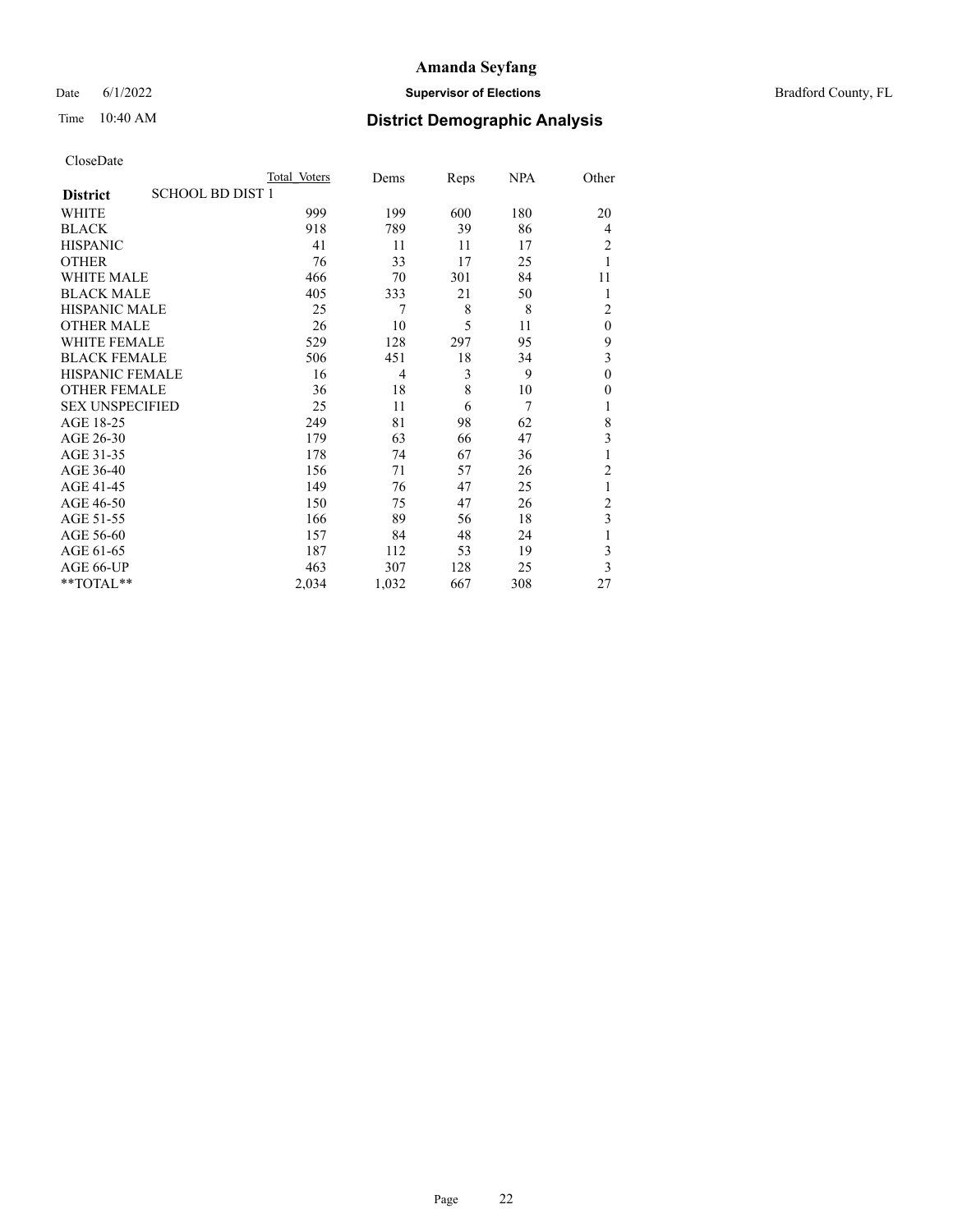# Amanda Seyfang

Date 6/1/2022 **Supervisor of Elections** Bradford County, FL

Time 10:40 AM **District Demographic Analysis**

CloseDate

| **District** SCHOOL BD DIST 1 | Total Voters | Dems | Reps | NPA | Other |
|---|---|---|---|---|---|
| WHITE | 999 | 199 | 600 | 180 | 20 |
| BLACK | 918 | 789 | 39 | 86 | 4 |
| HISPANIC | 41 | 11 | 11 | 17 | 2 |
| OTHER | 76 | 33 | 17 | 25 | 1 |
| WHITE MALE | 466 | 70 | 301 | 84 | 11 |
| BLACK MALE | 405 | 333 | 21 | 50 | 1 |
| HISPANIC MALE | 25 | 7 | 8 | 8 | 2 |
| OTHER MALE | 26 | 10 | 5 | 11 | 0 |
| WHITE FEMALE | 529 | 128 | 297 | 95 | 9 |
| BLACK FEMALE | 506 | 451 | 18 | 34 | 3 |
| HISPANIC FEMALE | 16 | 4 | 3 | 9 | 0 |
| OTHER FEMALE | 36 | 18 | 8 | 10 | 0 |
| SEX UNSPECIFIED | 25 | 11 | 6 | 7 | 1 |
| AGE 18-25 | 249 | 81 | 98 | 62 | 8 |
| AGE 26-30 | 179 | 63 | 66 | 47 | 3 |
| AGE 31-35 | 178 | 74 | 67 | 36 | 1 |
| AGE 36-40 | 156 | 71 | 57 | 26 | 2 |
| AGE 41-45 | 149 | 76 | 47 | 25 | 1 |
| AGE 46-50 | 150 | 75 | 47 | 26 | 2 |
| AGE 51-55 | 166 | 89 | 56 | 18 | 3 |
| AGE 56-60 | 157 | 84 | 48 | 24 | 1 |
| AGE 61-65 | 187 | 112 | 53 | 19 | 3 |
| AGE 66-UP | 463 | 307 | 128 | 25 | 3 |
| **TOTAL** | 2,034 | 1,032 | 667 | 308 | 27 |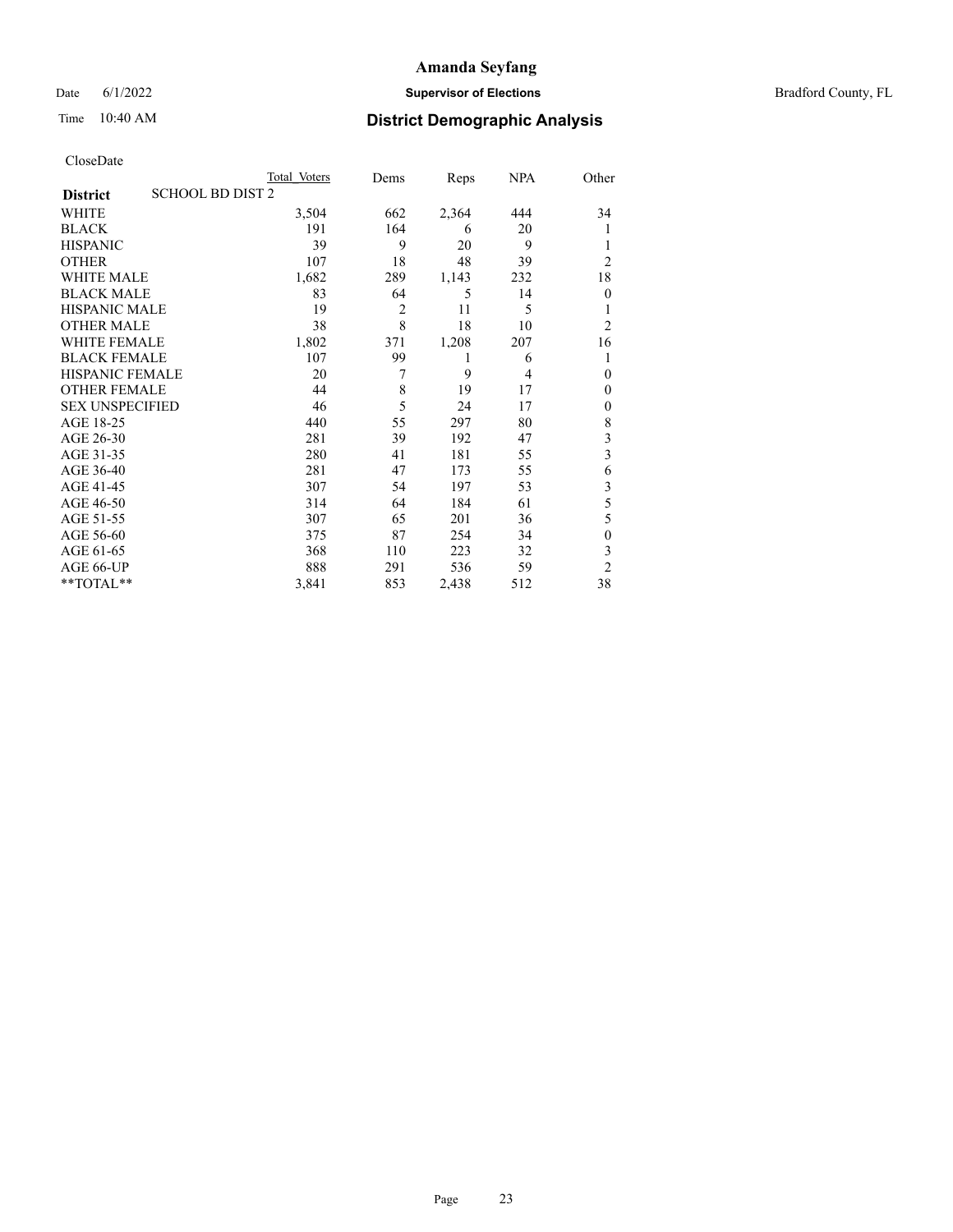# Amanda Seyfang

Date 6/1/2022 **Supervisor of Elections** Bradford County, FL

Time 10:40 AM **District Demographic Analysis**

CloseDate

| District | SCHOOL BD DIST 2 | Total Voters | Dems | Reps | NPA | Other |
|---|---|---|---|---|---|---|
| WHITE | | 3,504 | 662 | 2,364 | 444 | 34 |
| BLACK | | 191 | 164 | 6 | 20 | 1 |
| HISPANIC | | 39 | 9 | 20 | 9 | 1 |
| OTHER | | 107 | 18 | 48 | 39 | 2 |
| WHITE MALE | | 1,682 | 289 | 1,143 | 232 | 18 |
| BLACK MALE | | 83 | 64 | 5 | 14 | 0 |
| HISPANIC MALE | | 19 | 2 | 11 | 5 | 1 |
| OTHER MALE | | 38 | 8 | 18 | 10 | 2 |
| WHITE FEMALE | | 1,802 | 371 | 1,208 | 207 | 16 |
| BLACK FEMALE | | 107 | 99 | 1 | 6 | 1 |
| HISPANIC FEMALE | | 20 | 7 | 9 | 4 | 0 |
| OTHER FEMALE | | 44 | 8 | 19 | 17 | 0 |
| SEX UNSPECIFIED | | 46 | 5 | 24 | 17 | 0 |
| AGE 18-25 | | 440 | 55 | 297 | 80 | 8 |
| AGE 26-30 | | 281 | 39 | 192 | 47 | 3 |
| AGE 31-35 | | 280 | 41 | 181 | 55 | 3 |
| AGE 36-40 | | 281 | 47 | 173 | 55 | 6 |
| AGE 41-45 | | 307 | 54 | 197 | 53 | 3 |
| AGE 46-50 | | 314 | 64 | 184 | 61 | 5 |
| AGE 51-55 | | 307 | 65 | 201 | 36 | 5 |
| AGE 56-60 | | 375 | 87 | 254 | 34 | 0 |
| AGE 61-65 | | 368 | 110 | 223 | 32 | 3 |
| AGE 66-UP | | 888 | 291 | 536 | 59 | 2 |
| **TOTAL** | | 3,841 | 853 | 2,438 | 512 | 38 |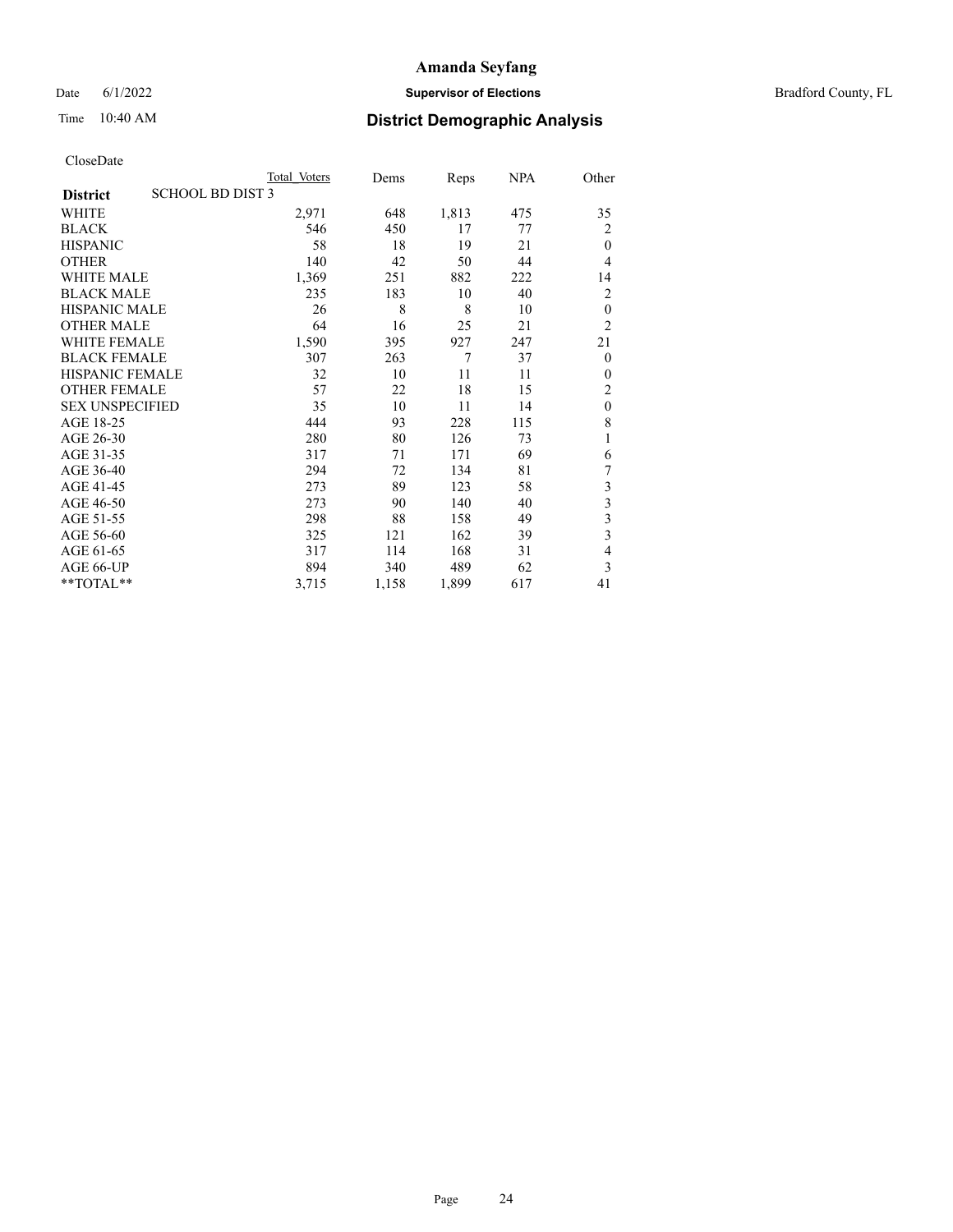CloseDate

| District | SCHOOL BD DIST 3 | Total Voters | Dems | Reps | NPA | Other |
|---|---|---|---|---|---|---|
| WHITE | | 2,971 | 648 | 1,813 | 475 | 35 |
| BLACK | | 546 | 450 | 17 | 77 | 2 |
| HISPANIC | | 58 | 18 | 19 | 21 | 0 |
| OTHER | | 140 | 42 | 50 | 44 | 4 |
| WHITE MALE | | 1,369 | 251 | 882 | 222 | 14 |
| BLACK MALE | | 235 | 183 | 10 | 40 | 2 |
| HISPANIC MALE | | 26 | 8 | 8 | 10 | 0 |
| OTHER MALE | | 64 | 16 | 25 | 21 | 2 |
| WHITE FEMALE | | 1,590 | 395 | 927 | 247 | 21 |
| BLACK FEMALE | | 307 | 263 | 7 | 37 | 0 |
| HISPANIC FEMALE | | 32 | 10 | 11 | 11 | 0 |
| OTHER FEMALE | | 57 | 22 | 18 | 15 | 2 |
| SEX UNSPECIFIED | | 35 | 10 | 11 | 14 | 0 |
| AGE 18-25 | | 444 | 93 | 228 | 115 | 8 |
| AGE 26-30 | | 280 | 80 | 126 | 73 | 1 |
| AGE 31-35 | | 317 | 71 | 171 | 69 | 6 |
| AGE 36-40 | | 294 | 72 | 134 | 81 | 7 |
| AGE 41-45 | | 273 | 89 | 123 | 58 | 3 |
| AGE 46-50 | | 273 | 90 | 140 | 40 | 3 |
| AGE 51-55 | | 298 | 88 | 158 | 49 | 3 |
| AGE 56-60 | | 325 | 121 | 162 | 39 | 3 |
| AGE 61-65 | | 317 | 114 | 168 | 31 | 4 |
| AGE 66-UP | | 894 | 340 | 489 | 62 | 3 |
| **TOTAL** | | 3,715 | 1,158 | 1,899 | 617 | 41 |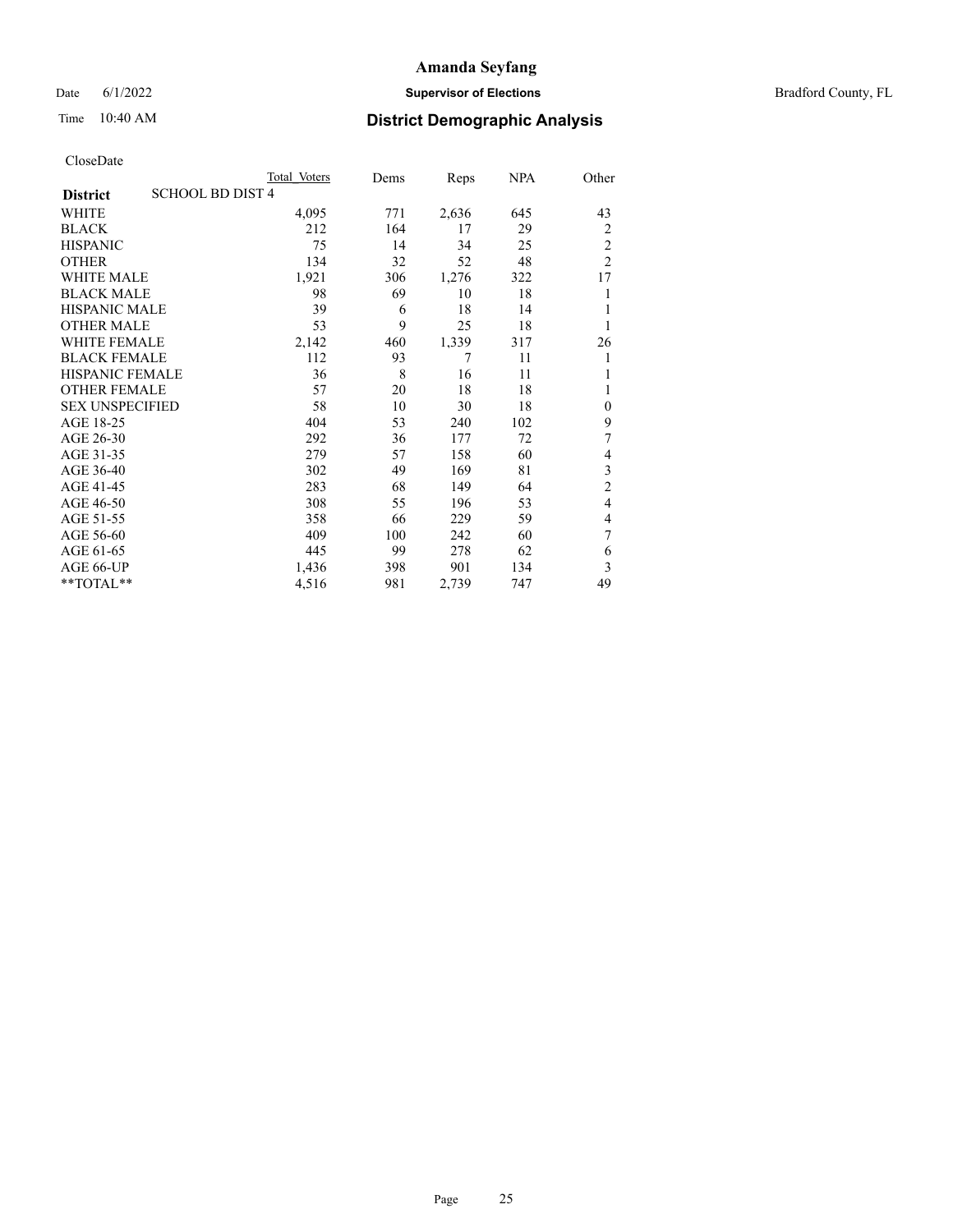CloseDate

| District | SCHOOL BD DIST 4 | Total Voters | Dems | Reps | NPA | Other |
|---|---|---|---|---|---|---|
| WHITE | | 4,095 | 771 | 2,636 | 645 | 43 |
| BLACK | | 212 | 164 | 17 | 29 | 2 |
| HISPANIC | | 75 | 14 | 34 | 25 | 2 |
| OTHER | | 134 | 32 | 52 | 48 | 2 |
| WHITE MALE | | 1,921 | 306 | 1,276 | 322 | 17 |
| BLACK MALE | | 98 | 69 | 10 | 18 | 1 |
| HISPANIC MALE | | 39 | 6 | 18 | 14 | 1 |
| OTHER MALE | | 53 | 9 | 25 | 18 | 1 |
| WHITE FEMALE | | 2,142 | 460 | 1,339 | 317 | 26 |
| BLACK FEMALE | | 112 | 93 | 7 | 11 | 1 |
| HISPANIC FEMALE | | 36 | 8 | 16 | 11 | 1 |
| OTHER FEMALE | | 57 | 20 | 18 | 18 | 1 |
| SEX UNSPECIFIED | | 58 | 10 | 30 | 18 | 0 |
| AGE 18-25 | | 404 | 53 | 240 | 102 | 9 |
| AGE 26-30 | | 292 | 36 | 177 | 72 | 7 |
| AGE 31-35 | | 279 | 57 | 158 | 60 | 4 |
| AGE 36-40 | | 302 | 49 | 169 | 81 | 3 |
| AGE 41-45 | | 283 | 68 | 149 | 64 | 2 |
| AGE 46-50 | | 308 | 55 | 196 | 53 | 4 |
| AGE 51-55 | | 358 | 66 | 229 | 59 | 4 |
| AGE 56-60 | | 409 | 100 | 242 | 60 | 7 |
| AGE 61-65 | | 445 | 99 | 278 | 62 | 6 |
| AGE 66-UP | | 1,436 | 398 | 901 | 134 | 3 |
| **TOTAL** | | 4,516 | 981 | 2,739 | 747 | 49 |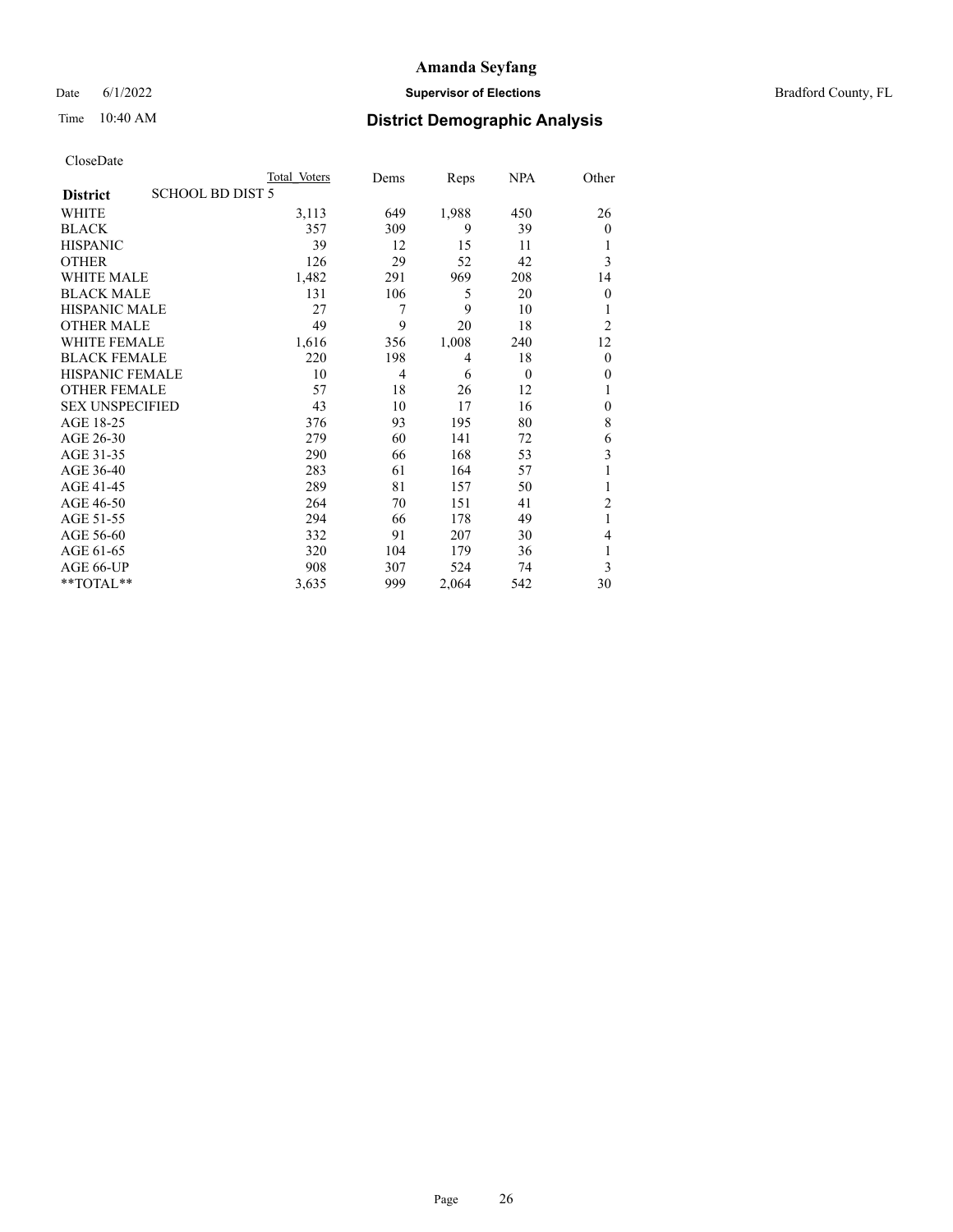# Amanda Seyfang

Date 6/1/2022 **Supervisor of Elections** Bradford County, FL

Time 10:40 AM **District Demographic Analysis**

CloseDate

| **District** SCHOOL BD DIST 5 | Total Voters | Dems | Reps | NPA | Other |
|---|---|---|---|---|---|
| WHITE | 3,113 | 649 | 1,988 | 450 | 26 |
| BLACK | 357 | 309 | 9 | 39 | 0 |
| HISPANIC | 39 | 12 | 15 | 11 | 1 |
| OTHER | 126 | 29 | 52 | 42 | 3 |
| WHITE MALE | 1,482 | 291 | 969 | 208 | 14 |
| BLACK MALE | 131 | 106 | 5 | 20 | 0 |
| HISPANIC MALE | 27 | 7 | 9 | 10 | 1 |
| OTHER MALE | 49 | 9 | 20 | 18 | 2 |
| WHITE FEMALE | 1,616 | 356 | 1,008 | 240 | 12 |
| BLACK FEMALE | 220 | 198 | 4 | 18 | 0 |
| HISPANIC FEMALE | 10 | 4 | 6 | 0 | 0 |
| OTHER FEMALE | 57 | 18 | 26 | 12 | 1 |
| SEX UNSPECIFIED | 43 | 10 | 17 | 16 | 0 |
| AGE 18-25 | 376 | 93 | 195 | 80 | 8 |
| AGE 26-30 | 279 | 60 | 141 | 72 | 6 |
| AGE 31-35 | 290 | 66 | 168 | 53 | 3 |
| AGE 36-40 | 283 | 61 | 164 | 57 | 1 |
| AGE 41-45 | 289 | 81 | 157 | 50 | 1 |
| AGE 46-50 | 264 | 70 | 151 | 41 | 2 |
| AGE 51-55 | 294 | 66 | 178 | 49 | 1 |
| AGE 56-60 | 332 | 91 | 207 | 30 | 4 |
| AGE 61-65 | 320 | 104 | 179 | 36 | 1 |
| AGE 66-UP | 908 | 307 | 524 | 74 | 3 |
| **TOTAL** | 3,635 | 999 | 2,064 | 542 | 30 |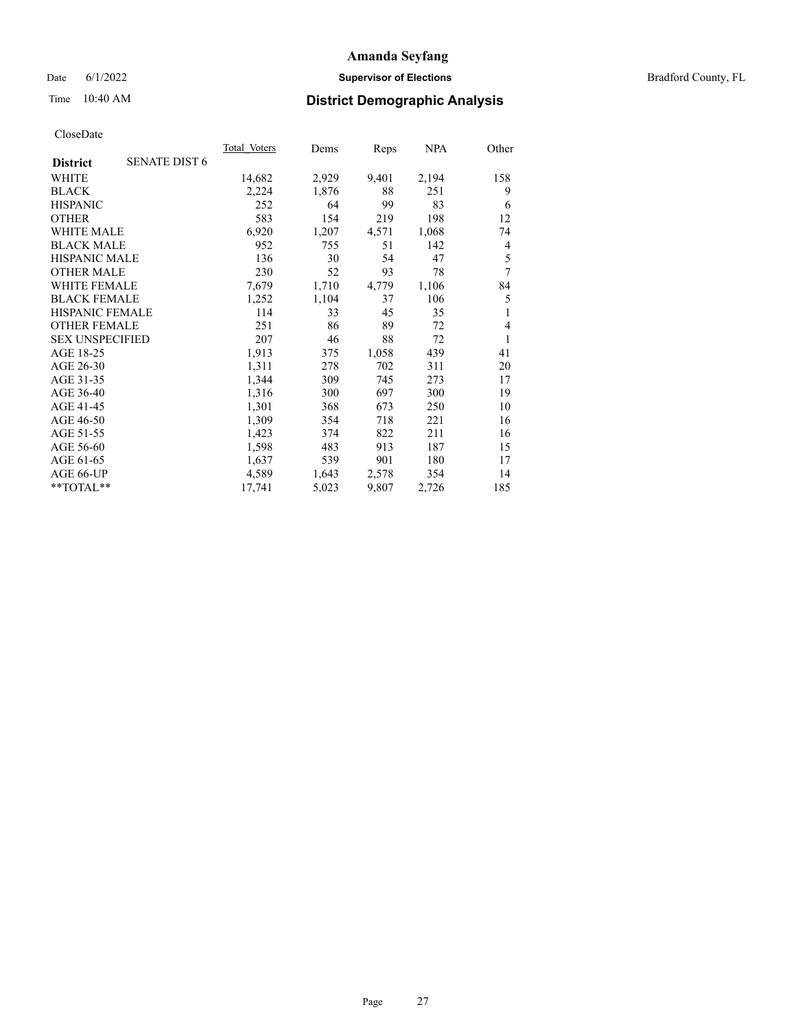# Amanda Seyfang

Date 6/1/2022 **Supervisor of Elections** Bradford County, FL

Time 10:40 AM **District Demographic Analysis**

CloseDate

| **District** SENATE DIST 6 | Total Voters | Dems | Reps | NPA | Other |
|---|---|---|---|---|---|
| WHITE | 14,682 | 2,929 | 9,401 | 2,194 | 158 |
| BLACK | 2,224 | 1,876 | 88 | 251 | 9 |
| HISPANIC | 252 | 64 | 99 | 83 | 6 |
| OTHER | 583 | 154 | 219 | 198 | 12 |
| WHITE MALE | 6,920 | 1,207 | 4,571 | 1,068 | 74 |
| BLACK MALE | 952 | 755 | 51 | 142 | 4 |
| HISPANIC MALE | 136 | 30 | 54 | 47 | 5 |
| OTHER MALE | 230 | 52 | 93 | 78 | 7 |
| WHITE FEMALE | 7,679 | 1,710 | 4,779 | 1,106 | 84 |
| BLACK FEMALE | 1,252 | 1,104 | 37 | 106 | 5 |
| HISPANIC FEMALE | 114 | 33 | 45 | 35 | 1 |
| OTHER FEMALE | 251 | 86 | 89 | 72 | 4 |
| SEX UNSPECIFIED | 207 | 46 | 88 | 72 | 1 |
| AGE 18-25 | 1,913 | 375 | 1,058 | 439 | 41 |
| AGE 26-30 | 1,311 | 278 | 702 | 311 | 20 |
| AGE 31-35 | 1,344 | 309 | 745 | 273 | 17 |
| AGE 36-40 | 1,316 | 300 | 697 | 300 | 19 |
| AGE 41-45 | 1,301 | 368 | 673 | 250 | 10 |
| AGE 46-50 | 1,309 | 354 | 718 | 221 | 16 |
| AGE 51-55 | 1,423 | 374 | 822 | 211 | 16 |
| AGE 56-60 | 1,598 | 483 | 913 | 187 | 15 |
| AGE 61-65 | 1,637 | 539 | 901 | 180 | 17 |
| AGE 66-UP | 4,589 | 1,643 | 2,578 | 354 | 14 |
| **TOTAL** | 17,741 | 5,023 | 9,807 | 2,726 | 185 |